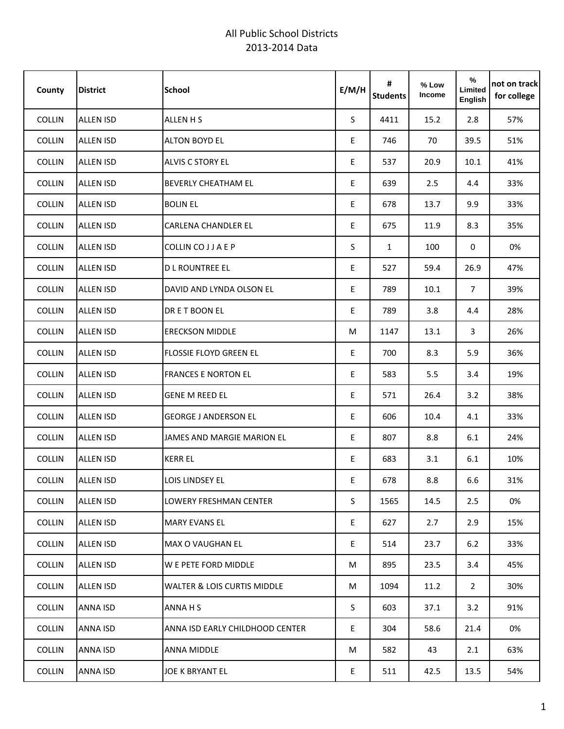# All Public School Districts
## 2013-2014 Data

| County | District | School | E/M/H | # Students | % Low Income | % Limited English | not on track for college |
|---|---|---|---|---|---|---|---|
| COLLIN | ALLEN ISD | ALLEN H S | S | 4411 | 15.2 | 2.8 | 57% |
| COLLIN | ALLEN ISD | ALTON BOYD EL | E | 746 | 70 | 39.5 | 51% |
| COLLIN | ALLEN ISD | ALVIS C STORY EL | E | 537 | 20.9 | 10.1 | 41% |
| COLLIN | ALLEN ISD | BEVERLY CHEATHAM EL | E | 639 | 2.5 | 4.4 | 33% |
| COLLIN | ALLEN ISD | BOLIN EL | E | 678 | 13.7 | 9.9 | 33% |
| COLLIN | ALLEN ISD | CARLENA CHANDLER EL | E | 675 | 11.9 | 8.3 | 35% |
| COLLIN | ALLEN ISD | COLLIN CO J J A E P | S | 1 | 100 | 0 | 0% |
| COLLIN | ALLEN ISD | D L ROUNTREE EL | E | 527 | 59.4 | 26.9 | 47% |
| COLLIN | ALLEN ISD | DAVID AND LYNDA OLSON EL | E | 789 | 10.1 | 7 | 39% |
| COLLIN | ALLEN ISD | DR E T BOON EL | E | 789 | 3.8 | 4.4 | 28% |
| COLLIN | ALLEN ISD | ERECKSON MIDDLE | M | 1147 | 13.1 | 3 | 26% |
| COLLIN | ALLEN ISD | FLOSSIE FLOYD GREEN EL | E | 700 | 8.3 | 5.9 | 36% |
| COLLIN | ALLEN ISD | FRANCES E NORTON EL | E | 583 | 5.5 | 3.4 | 19% |
| COLLIN | ALLEN ISD | GENE M REED EL | E | 571 | 26.4 | 3.2 | 38% |
| COLLIN | ALLEN ISD | GEORGE J ANDERSON EL | E | 606 | 10.4 | 4.1 | 33% |
| COLLIN | ALLEN ISD | JAMES AND MARGIE MARION EL | E | 807 | 8.8 | 6.1 | 24% |
| COLLIN | ALLEN ISD | KERR EL | E | 683 | 3.1 | 6.1 | 10% |
| COLLIN | ALLEN ISD | LOIS LINDSEY EL | E | 678 | 8.8 | 6.6 | 31% |
| COLLIN | ALLEN ISD | LOWERY FRESHMAN CENTER | S | 1565 | 14.5 | 2.5 | 0% |
| COLLIN | ALLEN ISD | MARY EVANS EL | E | 627 | 2.7 | 2.9 | 15% |
| COLLIN | ALLEN ISD | MAX O VAUGHAN EL | E | 514 | 23.7 | 6.2 | 33% |
| COLLIN | ALLEN ISD | W E PETE FORD MIDDLE | M | 895 | 23.5 | 3.4 | 45% |
| COLLIN | ALLEN ISD | WALTER & LOIS CURTIS MIDDLE | M | 1094 | 11.2 | 2 | 30% |
| COLLIN | ANNA ISD | ANNA H S | S | 603 | 37.1 | 3.2 | 91% |
| COLLIN | ANNA ISD | ANNA ISD EARLY CHILDHOOD CENTER | E | 304 | 58.6 | 21.4 | 0% |
| COLLIN | ANNA ISD | ANNA MIDDLE | M | 582 | 43 | 2.1 | 63% |
| COLLIN | ANNA ISD | JOE K BRYANT EL | E | 511 | 42.5 | 13.5 | 54% |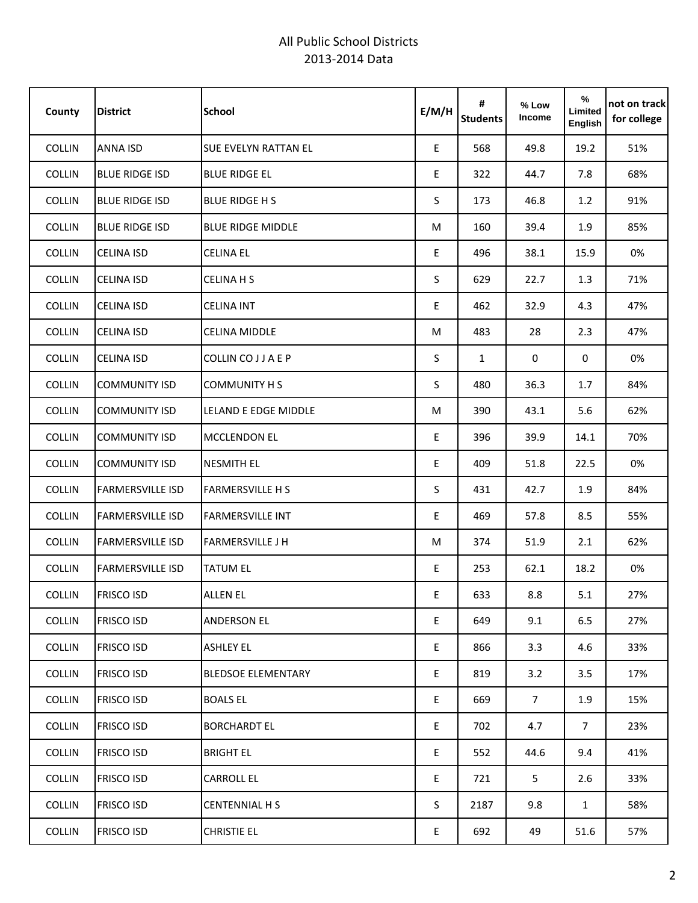# All Public School Districts
## 2013-2014 Data

| County | District | School | E/M/H | # Students | % Low Income | % Limited English | not on track for college |
|---|---|---|---|---|---|---|---|
| COLLIN | ANNA ISD | SUE EVELYN RATTAN EL | E | 568 | 49.8 | 19.2 | 51% |
| COLLIN | BLUE RIDGE ISD | BLUE RIDGE EL | E | 322 | 44.7 | 7.8 | 68% |
| COLLIN | BLUE RIDGE ISD | BLUE RIDGE H S | S | 173 | 46.8 | 1.2 | 91% |
| COLLIN | BLUE RIDGE ISD | BLUE RIDGE MIDDLE | M | 160 | 39.4 | 1.9 | 85% |
| COLLIN | CELINA ISD | CELINA EL | E | 496 | 38.1 | 15.9 | 0% |
| COLLIN | CELINA ISD | CELINA H S | S | 629 | 22.7 | 1.3 | 71% |
| COLLIN | CELINA ISD | CELINA INT | E | 462 | 32.9 | 4.3 | 47% |
| COLLIN | CELINA ISD | CELINA MIDDLE | M | 483 | 28 | 2.3 | 47% |
| COLLIN | CELINA ISD | COLLIN CO J J A E P | S | 1 | 0 | 0 | 0% |
| COLLIN | COMMUNITY ISD | COMMUNITY H S | S | 480 | 36.3 | 1.7 | 84% |
| COLLIN | COMMUNITY ISD | LELAND E EDGE MIDDLE | M | 390 | 43.1 | 5.6 | 62% |
| COLLIN | COMMUNITY ISD | MCCLENDON EL | E | 396 | 39.9 | 14.1 | 70% |
| COLLIN | COMMUNITY ISD | NESMITH EL | E | 409 | 51.8 | 22.5 | 0% |
| COLLIN | FARMERSVILLE ISD | FARMERSVILLE H S | S | 431 | 42.7 | 1.9 | 84% |
| COLLIN | FARMERSVILLE ISD | FARMERSVILLE INT | E | 469 | 57.8 | 8.5 | 55% |
| COLLIN | FARMERSVILLE ISD | FARMERSVILLE J H | M | 374 | 51.9 | 2.1 | 62% |
| COLLIN | FARMERSVILLE ISD | TATUM EL | E | 253 | 62.1 | 18.2 | 0% |
| COLLIN | FRISCO ISD | ALLEN EL | E | 633 | 8.8 | 5.1 | 27% |
| COLLIN | FRISCO ISD | ANDERSON EL | E | 649 | 9.1 | 6.5 | 27% |
| COLLIN | FRISCO ISD | ASHLEY EL | E | 866 | 3.3 | 4.6 | 33% |
| COLLIN | FRISCO ISD | BLEDSOE ELEMENTARY | E | 819 | 3.2 | 3.5 | 17% |
| COLLIN | FRISCO ISD | BOALS EL | E | 669 | 7 | 1.9 | 15% |
| COLLIN | FRISCO ISD | BORCHARDT EL | E | 702 | 4.7 | 7 | 23% |
| COLLIN | FRISCO ISD | BRIGHT EL | E | 552 | 44.6 | 9.4 | 41% |
| COLLIN | FRISCO ISD | CARROLL EL | E | 721 | 5 | 2.6 | 33% |
| COLLIN | FRISCO ISD | CENTENNIAL H S | S | 2187 | 9.8 | 1 | 58% |
| COLLIN | FRISCO ISD | CHRISTIE EL | E | 692 | 49 | 51.6 | 57% |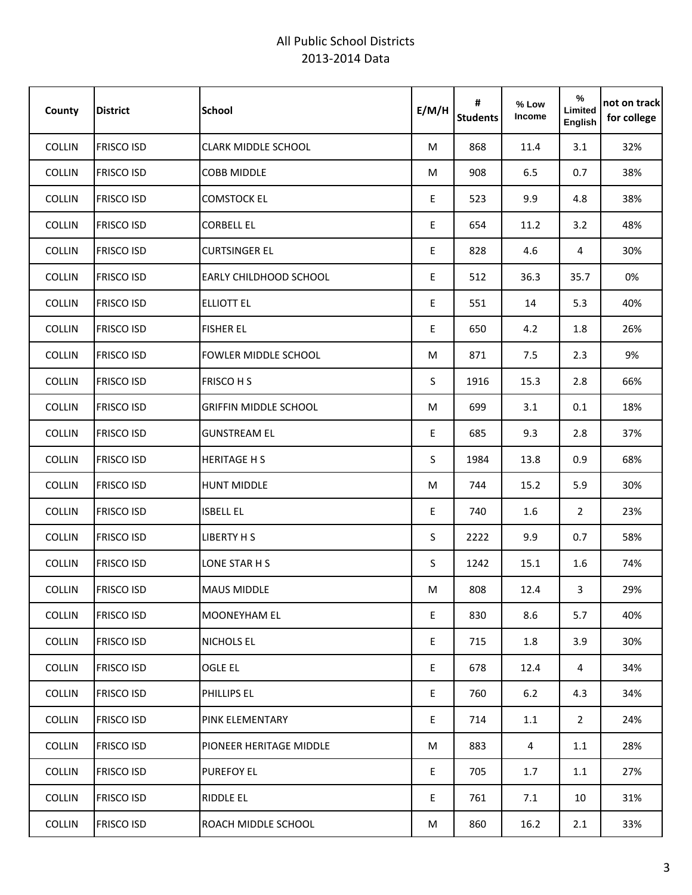All Public School Districts
2013-2014 Data

| County | District | School | E/M/H | # Students | % Low Income | % Limited English | not on track for college |
|---|---|---|---|---|---|---|---|
| COLLIN | FRISCO ISD | CLARK MIDDLE SCHOOL | M | 868 | 11.4 | 3.1 | 32% |
| COLLIN | FRISCO ISD | COBB MIDDLE | M | 908 | 6.5 | 0.7 | 38% |
| COLLIN | FRISCO ISD | COMSTOCK EL | E | 523 | 9.9 | 4.8 | 38% |
| COLLIN | FRISCO ISD | CORBELL EL | E | 654 | 11.2 | 3.2 | 48% |
| COLLIN | FRISCO ISD | CURTSINGER EL | E | 828 | 4.6 | 4 | 30% |
| COLLIN | FRISCO ISD | EARLY CHILDHOOD SCHOOL | E | 512 | 36.3 | 35.7 | 0% |
| COLLIN | FRISCO ISD | ELLIOTT EL | E | 551 | 14 | 5.3 | 40% |
| COLLIN | FRISCO ISD | FISHER EL | E | 650 | 4.2 | 1.8 | 26% |
| COLLIN | FRISCO ISD | FOWLER MIDDLE SCHOOL | M | 871 | 7.5 | 2.3 | 9% |
| COLLIN | FRISCO ISD | FRISCO H S | S | 1916 | 15.3 | 2.8 | 66% |
| COLLIN | FRISCO ISD | GRIFFIN MIDDLE SCHOOL | M | 699 | 3.1 | 0.1 | 18% |
| COLLIN | FRISCO ISD | GUNSTREAM EL | E | 685 | 9.3 | 2.8 | 37% |
| COLLIN | FRISCO ISD | HERITAGE H S | S | 1984 | 13.8 | 0.9 | 68% |
| COLLIN | FRISCO ISD | HUNT MIDDLE | M | 744 | 15.2 | 5.9 | 30% |
| COLLIN | FRISCO ISD | ISBELL EL | E | 740 | 1.6 | 2 | 23% |
| COLLIN | FRISCO ISD | LIBERTY H S | S | 2222 | 9.9 | 0.7 | 58% |
| COLLIN | FRISCO ISD | LONE STAR H S | S | 1242 | 15.1 | 1.6 | 74% |
| COLLIN | FRISCO ISD | MAUS MIDDLE | M | 808 | 12.4 | 3 | 29% |
| COLLIN | FRISCO ISD | MOONEYHAM EL | E | 830 | 8.6 | 5.7 | 40% |
| COLLIN | FRISCO ISD | NICHOLS EL | E | 715 | 1.8 | 3.9 | 30% |
| COLLIN | FRISCO ISD | OGLE EL | E | 678 | 12.4 | 4 | 34% |
| COLLIN | FRISCO ISD | PHILLIPS EL | E | 760 | 6.2 | 4.3 | 34% |
| COLLIN | FRISCO ISD | PINK ELEMENTARY | E | 714 | 1.1 | 2 | 24% |
| COLLIN | FRISCO ISD | PIONEER HERITAGE MIDDLE | M | 883 | 4 | 1.1 | 28% |
| COLLIN | FRISCO ISD | PUREFOY EL | E | 705 | 1.7 | 1.1 | 27% |
| COLLIN | FRISCO ISD | RIDDLE EL | E | 761 | 7.1 | 10 | 31% |
| COLLIN | FRISCO ISD | ROACH MIDDLE SCHOOL | M | 860 | 16.2 | 2.1 | 33% |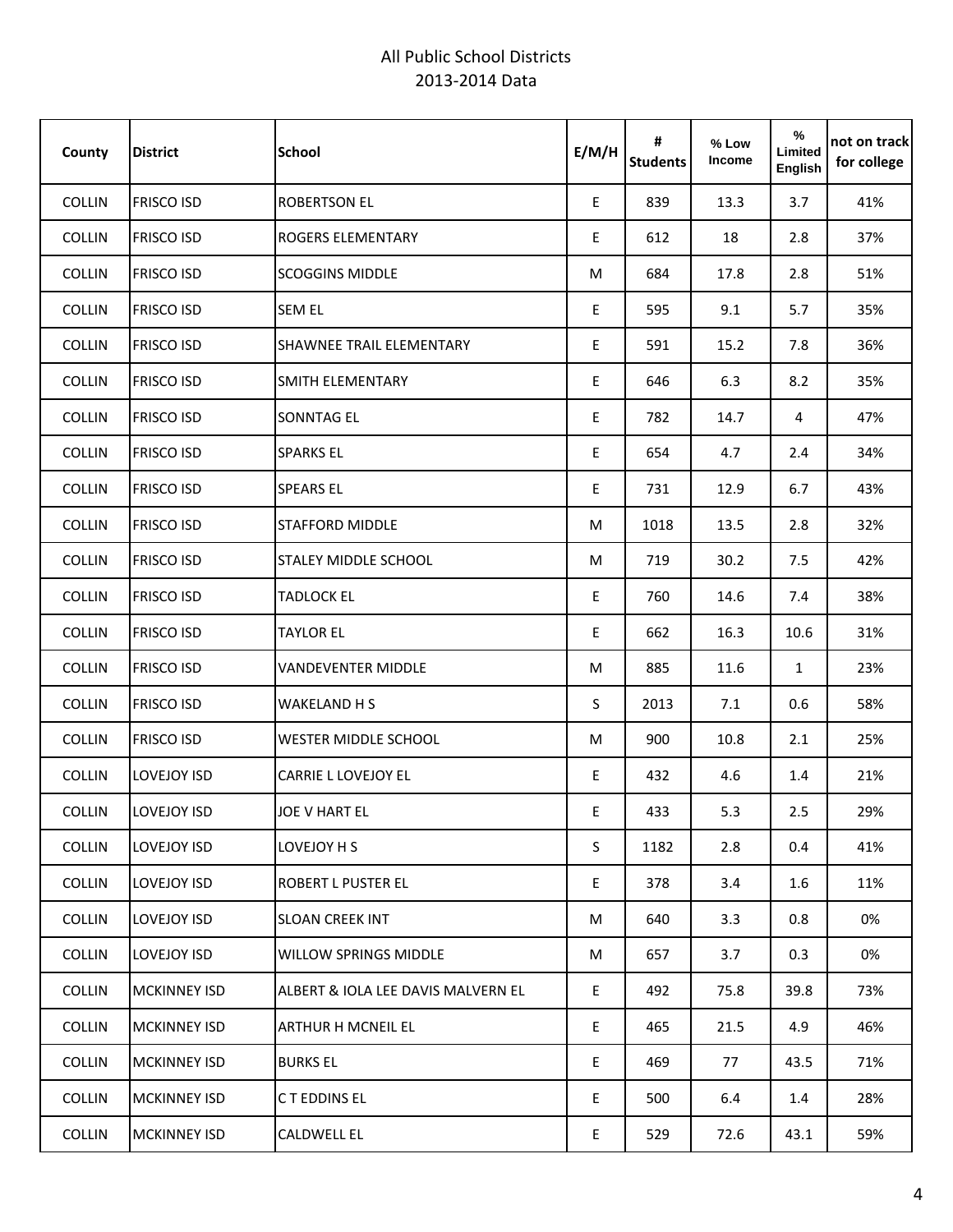All Public School Districts
2013-2014 Data

| County | District | School | E/M/H | # Students | % Low Income | % Limited English | not on track for college |
|---|---|---|---|---|---|---|---|
| COLLIN | FRISCO ISD | ROBERTSON EL | E | 839 | 13.3 | 3.7 | 41% |
| COLLIN | FRISCO ISD | ROGERS ELEMENTARY | E | 612 | 18 | 2.8 | 37% |
| COLLIN | FRISCO ISD | SCOGGINS MIDDLE | M | 684 | 17.8 | 2.8 | 51% |
| COLLIN | FRISCO ISD | SEM EL | E | 595 | 9.1 | 5.7 | 35% |
| COLLIN | FRISCO ISD | SHAWNEE TRAIL ELEMENTARY | E | 591 | 15.2 | 7.8 | 36% |
| COLLIN | FRISCO ISD | SMITH ELEMENTARY | E | 646 | 6.3 | 8.2 | 35% |
| COLLIN | FRISCO ISD | SONNTAG EL | E | 782 | 14.7 | 4 | 47% |
| COLLIN | FRISCO ISD | SPARKS EL | E | 654 | 4.7 | 2.4 | 34% |
| COLLIN | FRISCO ISD | SPEARS EL | E | 731 | 12.9 | 6.7 | 43% |
| COLLIN | FRISCO ISD | STAFFORD MIDDLE | M | 1018 | 13.5 | 2.8 | 32% |
| COLLIN | FRISCO ISD | STALEY MIDDLE SCHOOL | M | 719 | 30.2 | 7.5 | 42% |
| COLLIN | FRISCO ISD | TADLOCK EL | E | 760 | 14.6 | 7.4 | 38% |
| COLLIN | FRISCO ISD | TAYLOR EL | E | 662 | 16.3 | 10.6 | 31% |
| COLLIN | FRISCO ISD | VANDEVENTER MIDDLE | M | 885 | 11.6 | 1 | 23% |
| COLLIN | FRISCO ISD | WAKELAND H S | S | 2013 | 7.1 | 0.6 | 58% |
| COLLIN | FRISCO ISD | WESTER MIDDLE SCHOOL | M | 900 | 10.8 | 2.1 | 25% |
| COLLIN | LOVEJOY ISD | CARRIE L LOVEJOY EL | E | 432 | 4.6 | 1.4 | 21% |
| COLLIN | LOVEJOY ISD | JOE V HART EL | E | 433 | 5.3 | 2.5 | 29% |
| COLLIN | LOVEJOY ISD | LOVEJOY H S | S | 1182 | 2.8 | 0.4 | 41% |
| COLLIN | LOVEJOY ISD | ROBERT L PUSTER EL | E | 378 | 3.4 | 1.6 | 11% |
| COLLIN | LOVEJOY ISD | SLOAN CREEK INT | M | 640 | 3.3 | 0.8 | 0% |
| COLLIN | LOVEJOY ISD | WILLOW SPRINGS MIDDLE | M | 657 | 3.7 | 0.3 | 0% |
| COLLIN | MCKINNEY ISD | ALBERT & IOLA LEE DAVIS MALVERN EL | E | 492 | 75.8 | 39.8 | 73% |
| COLLIN | MCKINNEY ISD | ARTHUR H MCNEIL EL | E | 465 | 21.5 | 4.9 | 46% |
| COLLIN | MCKINNEY ISD | BURKS EL | E | 469 | 77 | 43.5 | 71% |
| COLLIN | MCKINNEY ISD | C T EDDINS EL | E | 500 | 6.4 | 1.4 | 28% |
| COLLIN | MCKINNEY ISD | CALDWELL EL | E | 529 | 72.6 | 43.1 | 59% |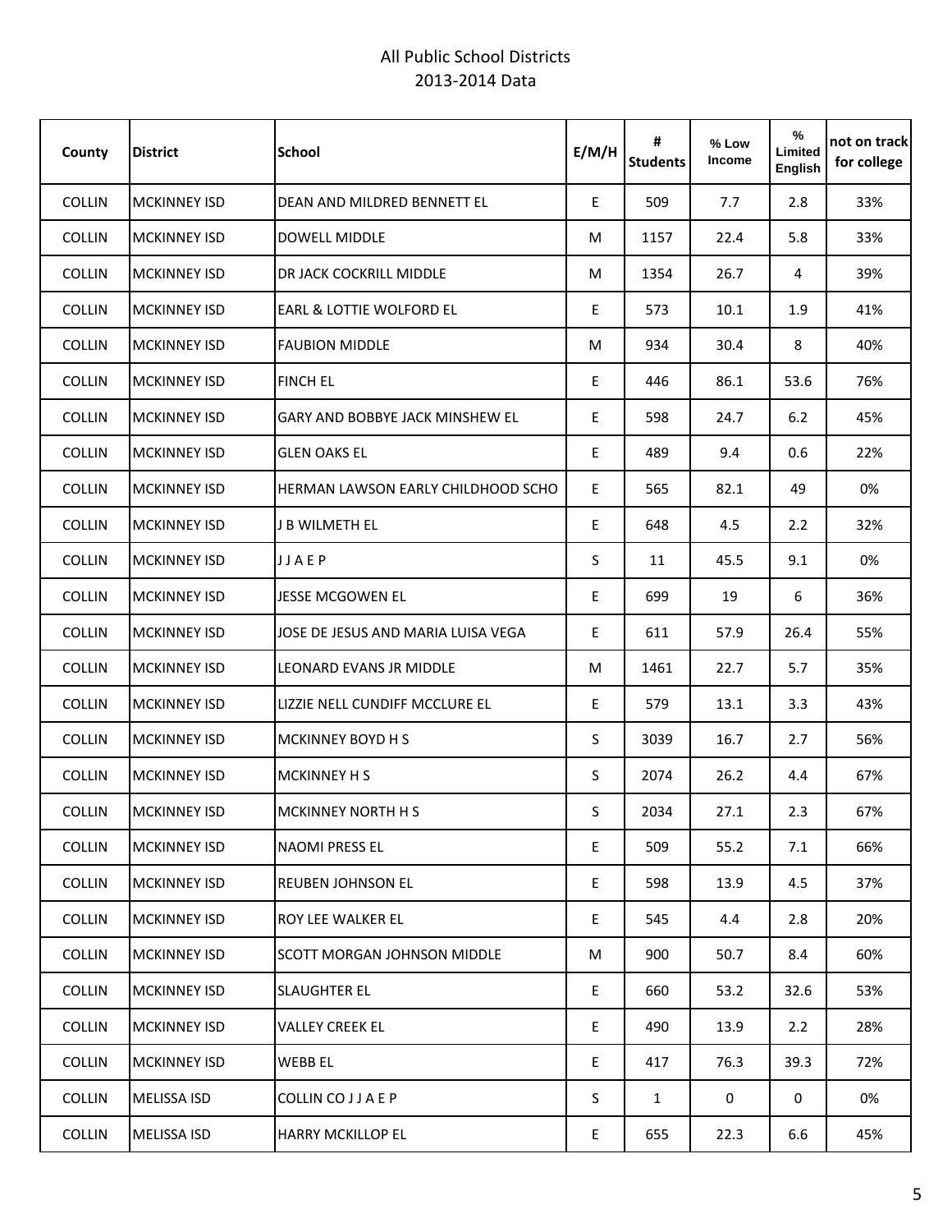# All Public School Districts
## 2013-2014 Data

| County | District | School | E/M/H | # Students | % Low Income | % Limited English | not on track for college |
|---|---|---|---|---|---|---|---|
| COLLIN | MCKINNEY ISD | DEAN AND MILDRED BENNETT EL | E | 509 | 7.7 | 2.8 | 33% |
| COLLIN | MCKINNEY ISD | DOWELL MIDDLE | M | 1157 | 22.4 | 5.8 | 33% |
| COLLIN | MCKINNEY ISD | DR JACK COCKRILL MIDDLE | M | 1354 | 26.7 | 4 | 39% |
| COLLIN | MCKINNEY ISD | EARL & LOTTIE WOLFORD EL | E | 573 | 10.1 | 1.9 | 41% |
| COLLIN | MCKINNEY ISD | FAUBION MIDDLE | M | 934 | 30.4 | 8 | 40% |
| COLLIN | MCKINNEY ISD | FINCH EL | E | 446 | 86.1 | 53.6 | 76% |
| COLLIN | MCKINNEY ISD | GARY AND BOBBYE JACK MINSHEW EL | E | 598 | 24.7 | 6.2 | 45% |
| COLLIN | MCKINNEY ISD | GLEN OAKS EL | E | 489 | 9.4 | 0.6 | 22% |
| COLLIN | MCKINNEY ISD | HERMAN LAWSON EARLY CHILDHOOD SCHO | E | 565 | 82.1 | 49 | 0% |
| COLLIN | MCKINNEY ISD | J B WILMETH EL | E | 648 | 4.5 | 2.2 | 32% |
| COLLIN | MCKINNEY ISD | J J A E P | S | 11 | 45.5 | 9.1 | 0% |
| COLLIN | MCKINNEY ISD | JESSE MCGOWEN EL | E | 699 | 19 | 6 | 36% |
| COLLIN | MCKINNEY ISD | JOSE DE JESUS AND MARIA LUISA VEGA | E | 611 | 57.9 | 26.4 | 55% |
| COLLIN | MCKINNEY ISD | LEONARD EVANS JR MIDDLE | M | 1461 | 22.7 | 5.7 | 35% |
| COLLIN | MCKINNEY ISD | LIZZIE NELL CUNDIFF MCCLURE EL | E | 579 | 13.1 | 3.3 | 43% |
| COLLIN | MCKINNEY ISD | MCKINNEY BOYD H S | S | 3039 | 16.7 | 2.7 | 56% |
| COLLIN | MCKINNEY ISD | MCKINNEY H S | S | 2074 | 26.2 | 4.4 | 67% |
| COLLIN | MCKINNEY ISD | MCKINNEY NORTH H S | S | 2034 | 27.1 | 2.3 | 67% |
| COLLIN | MCKINNEY ISD | NAOMI PRESS EL | E | 509 | 55.2 | 7.1 | 66% |
| COLLIN | MCKINNEY ISD | REUBEN JOHNSON EL | E | 598 | 13.9 | 4.5 | 37% |
| COLLIN | MCKINNEY ISD | ROY LEE WALKER EL | E | 545 | 4.4 | 2.8 | 20% |
| COLLIN | MCKINNEY ISD | SCOTT MORGAN JOHNSON MIDDLE | M | 900 | 50.7 | 8.4 | 60% |
| COLLIN | MCKINNEY ISD | SLAUGHTER EL | E | 660 | 53.2 | 32.6 | 53% |
| COLLIN | MCKINNEY ISD | VALLEY CREEK EL | E | 490 | 13.9 | 2.2 | 28% |
| COLLIN | MCKINNEY ISD | WEBB EL | E | 417 | 76.3 | 39.3 | 72% |
| COLLIN | MELISSA ISD | COLLIN CO J J A E P | S | 1 | 0 | 0 | 0% |
| COLLIN | MELISSA ISD | HARRY MCKILLOP EL | E | 655 | 22.3 | 6.6 | 45% |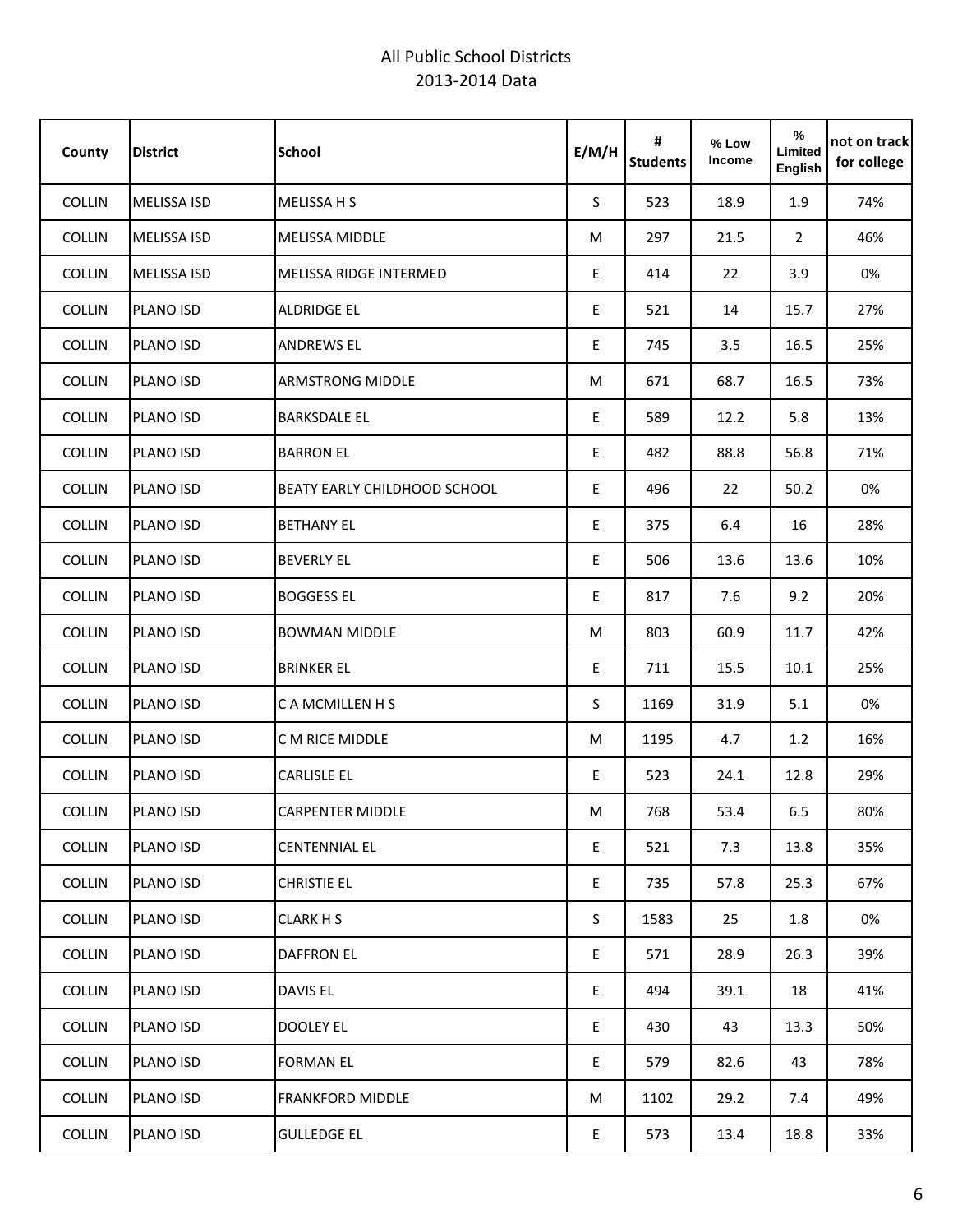# All Public School Districts
## 2013-2014 Data

| County | District | School | E/M/H | # Students | % Low Income | % Limited English | not on track for college |
|---|---|---|---|---|---|---|---|
| COLLIN | MELISSA ISD | MELISSA H S | S | 523 | 18.9 | 1.9 | 74% |
| COLLIN | MELISSA ISD | MELISSA MIDDLE | M | 297 | 21.5 | 2 | 46% |
| COLLIN | MELISSA ISD | MELISSA RIDGE INTERMED | E | 414 | 22 | 3.9 | 0% |
| COLLIN | PLANO ISD | ALDRIDGE EL | E | 521 | 14 | 15.7 | 27% |
| COLLIN | PLANO ISD | ANDREWS EL | E | 745 | 3.5 | 16.5 | 25% |
| COLLIN | PLANO ISD | ARMSTRONG MIDDLE | M | 671 | 68.7 | 16.5 | 73% |
| COLLIN | PLANO ISD | BARKSDALE EL | E | 589 | 12.2 | 5.8 | 13% |
| COLLIN | PLANO ISD | BARRON EL | E | 482 | 88.8 | 56.8 | 71% |
| COLLIN | PLANO ISD | BEATY EARLY CHILDHOOD SCHOOL | E | 496 | 22 | 50.2 | 0% |
| COLLIN | PLANO ISD | BETHANY EL | E | 375 | 6.4 | 16 | 28% |
| COLLIN | PLANO ISD | BEVERLY EL | E | 506 | 13.6 | 13.6 | 10% |
| COLLIN | PLANO ISD | BOGGESS EL | E | 817 | 7.6 | 9.2 | 20% |
| COLLIN | PLANO ISD | BOWMAN MIDDLE | M | 803 | 60.9 | 11.7 | 42% |
| COLLIN | PLANO ISD | BRINKER EL | E | 711 | 15.5 | 10.1 | 25% |
| COLLIN | PLANO ISD | C A MCMILLEN H S | S | 1169 | 31.9 | 5.1 | 0% |
| COLLIN | PLANO ISD | C M RICE MIDDLE | M | 1195 | 4.7 | 1.2 | 16% |
| COLLIN | PLANO ISD | CARLISLE EL | E | 523 | 24.1 | 12.8 | 29% |
| COLLIN | PLANO ISD | CARPENTER MIDDLE | M | 768 | 53.4 | 6.5 | 80% |
| COLLIN | PLANO ISD | CENTENNIAL EL | E | 521 | 7.3 | 13.8 | 35% |
| COLLIN | PLANO ISD | CHRISTIE EL | E | 735 | 57.8 | 25.3 | 67% |
| COLLIN | PLANO ISD | CLARK H S | S | 1583 | 25 | 1.8 | 0% |
| COLLIN | PLANO ISD | DAFFRON EL | E | 571 | 28.9 | 26.3 | 39% |
| COLLIN | PLANO ISD | DAVIS EL | E | 494 | 39.1 | 18 | 41% |
| COLLIN | PLANO ISD | DOOLEY EL | E | 430 | 43 | 13.3 | 50% |
| COLLIN | PLANO ISD | FORMAN EL | E | 579 | 82.6 | 43 | 78% |
| COLLIN | PLANO ISD | FRANKFORD MIDDLE | M | 1102 | 29.2 | 7.4 | 49% |
| COLLIN | PLANO ISD | GULLEDGE EL | E | 573 | 13.4 | 18.8 | 33% |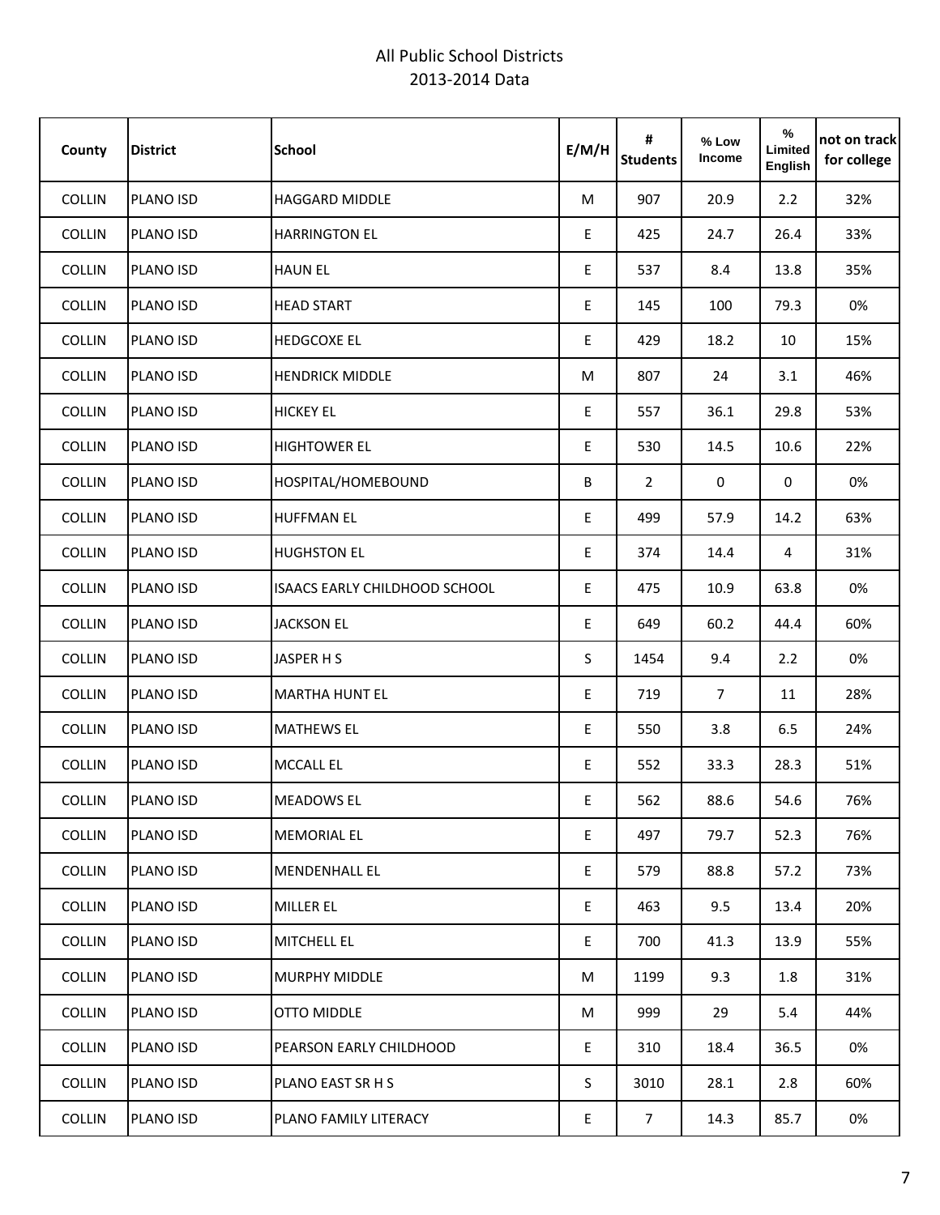All Public School Districts
2013-2014 Data

| County | District | School | E/M/H | # Students | % Low Income | % Limited English | not on track for college |
|---|---|---|---|---|---|---|---|
| COLLIN | PLANO ISD | HAGGARD MIDDLE | M | 907 | 20.9 | 2.2 | 32% |
| COLLIN | PLANO ISD | HARRINGTON EL | E | 425 | 24.7 | 26.4 | 33% |
| COLLIN | PLANO ISD | HAUN EL | E | 537 | 8.4 | 13.8 | 35% |
| COLLIN | PLANO ISD | HEAD START | E | 145 | 100 | 79.3 | 0% |
| COLLIN | PLANO ISD | HEDGCOXE EL | E | 429 | 18.2 | 10 | 15% |
| COLLIN | PLANO ISD | HENDRICK MIDDLE | M | 807 | 24 | 3.1 | 46% |
| COLLIN | PLANO ISD | HICKEY EL | E | 557 | 36.1 | 29.8 | 53% |
| COLLIN | PLANO ISD | HIGHTOWER EL | E | 530 | 14.5 | 10.6 | 22% |
| COLLIN | PLANO ISD | HOSPITAL/HOMEBOUND | B | 2 | 0 | 0 | 0% |
| COLLIN | PLANO ISD | HUFFMAN EL | E | 499 | 57.9 | 14.2 | 63% |
| COLLIN | PLANO ISD | HUGHSTON EL | E | 374 | 14.4 | 4 | 31% |
| COLLIN | PLANO ISD | ISAACS EARLY CHILDHOOD SCHOOL | E | 475 | 10.9 | 63.8 | 0% |
| COLLIN | PLANO ISD | JACKSON EL | E | 649 | 60.2 | 44.4 | 60% |
| COLLIN | PLANO ISD | JASPER H S | S | 1454 | 9.4 | 2.2 | 0% |
| COLLIN | PLANO ISD | MARTHA HUNT EL | E | 719 | 7 | 11 | 28% |
| COLLIN | PLANO ISD | MATHEWS EL | E | 550 | 3.8 | 6.5 | 24% |
| COLLIN | PLANO ISD | MCCALL EL | E | 552 | 33.3 | 28.3 | 51% |
| COLLIN | PLANO ISD | MEADOWS EL | E | 562 | 88.6 | 54.6 | 76% |
| COLLIN | PLANO ISD | MEMORIAL EL | E | 497 | 79.7 | 52.3 | 76% |
| COLLIN | PLANO ISD | MENDENHALL EL | E | 579 | 88.8 | 57.2 | 73% |
| COLLIN | PLANO ISD | MILLER EL | E | 463 | 9.5 | 13.4 | 20% |
| COLLIN | PLANO ISD | MITCHELL EL | E | 700 | 41.3 | 13.9 | 55% |
| COLLIN | PLANO ISD | MURPHY MIDDLE | M | 1199 | 9.3 | 1.8 | 31% |
| COLLIN | PLANO ISD | OTTO MIDDLE | M | 999 | 29 | 5.4 | 44% |
| COLLIN | PLANO ISD | PEARSON EARLY CHILDHOOD | E | 310 | 18.4 | 36.5 | 0% |
| COLLIN | PLANO ISD | PLANO EAST SR H S | S | 3010 | 28.1 | 2.8 | 60% |
| COLLIN | PLANO ISD | PLANO FAMILY LITERACY | E | 7 | 14.3 | 85.7 | 0% |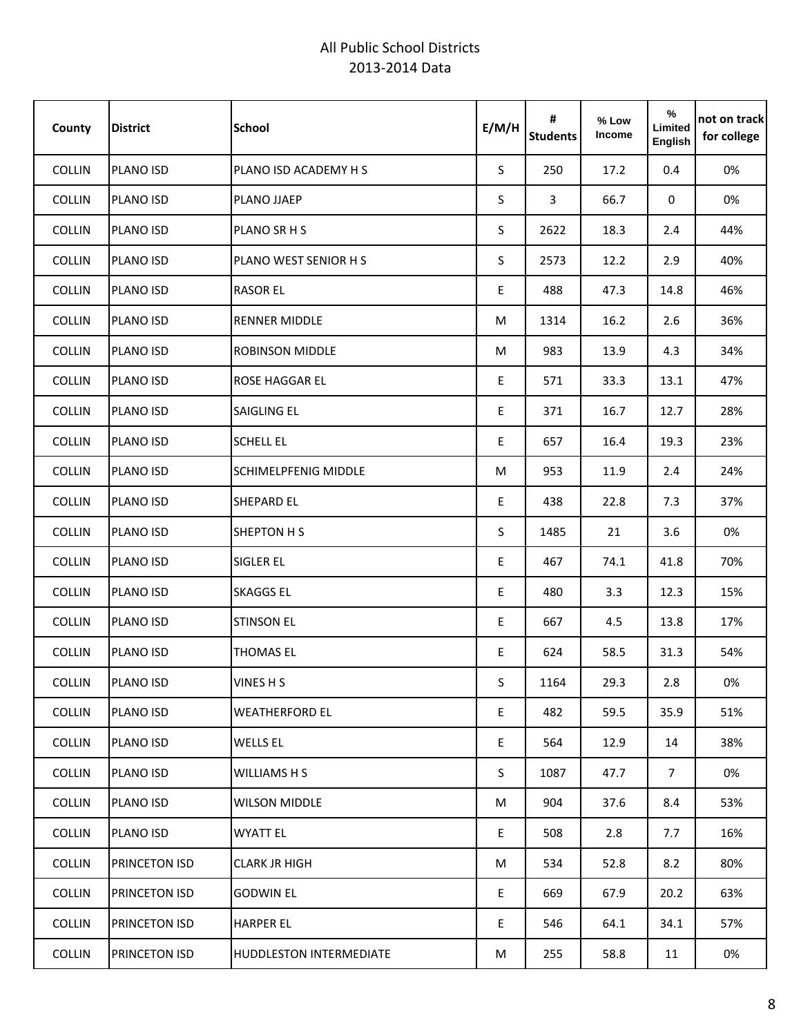# All Public School Districts
## 2013-2014 Data

| County | District | School | E/M/H | # Students | % Low Income | % Limited English | not on track for college |
|---|---|---|---|---|---|---|---|
| COLLIN | PLANO ISD | PLANO ISD ACADEMY H S | S | 250 | 17.2 | 0.4 | 0% |
| COLLIN | PLANO ISD | PLANO JJAEP | S | 3 | 66.7 | 0 | 0% |
| COLLIN | PLANO ISD | PLANO SR H S | S | 2622 | 18.3 | 2.4 | 44% |
| COLLIN | PLANO ISD | PLANO WEST SENIOR H S | S | 2573 | 12.2 | 2.9 | 40% |
| COLLIN | PLANO ISD | RASOR EL | E | 488 | 47.3 | 14.8 | 46% |
| COLLIN | PLANO ISD | RENNER MIDDLE | M | 1314 | 16.2 | 2.6 | 36% |
| COLLIN | PLANO ISD | ROBINSON MIDDLE | M | 983 | 13.9 | 4.3 | 34% |
| COLLIN | PLANO ISD | ROSE HAGGAR EL | E | 571 | 33.3 | 13.1 | 47% |
| COLLIN | PLANO ISD | SAIGLING EL | E | 371 | 16.7 | 12.7 | 28% |
| COLLIN | PLANO ISD | SCHELL EL | E | 657 | 16.4 | 19.3 | 23% |
| COLLIN | PLANO ISD | SCHIMELPFENIG MIDDLE | M | 953 | 11.9 | 2.4 | 24% |
| COLLIN | PLANO ISD | SHEPARD EL | E | 438 | 22.8 | 7.3 | 37% |
| COLLIN | PLANO ISD | SHEPTON H S | S | 1485 | 21 | 3.6 | 0% |
| COLLIN | PLANO ISD | SIGLER EL | E | 467 | 74.1 | 41.8 | 70% |
| COLLIN | PLANO ISD | SKAGGS EL | E | 480 | 3.3 | 12.3 | 15% |
| COLLIN | PLANO ISD | STINSON EL | E | 667 | 4.5 | 13.8 | 17% |
| COLLIN | PLANO ISD | THOMAS EL | E | 624 | 58.5 | 31.3 | 54% |
| COLLIN | PLANO ISD | VINES H S | S | 1164 | 29.3 | 2.8 | 0% |
| COLLIN | PLANO ISD | WEATHERFORD EL | E | 482 | 59.5 | 35.9 | 51% |
| COLLIN | PLANO ISD | WELLS EL | E | 564 | 12.9 | 14 | 38% |
| COLLIN | PLANO ISD | WILLIAMS H S | S | 1087 | 47.7 | 7 | 0% |
| COLLIN | PLANO ISD | WILSON MIDDLE | M | 904 | 37.6 | 8.4 | 53% |
| COLLIN | PLANO ISD | WYATT EL | E | 508 | 2.8 | 7.7 | 16% |
| COLLIN | PRINCETON ISD | CLARK JR HIGH | M | 534 | 52.8 | 8.2 | 80% |
| COLLIN | PRINCETON ISD | GODWIN EL | E | 669 | 67.9 | 20.2 | 63% |
| COLLIN | PRINCETON ISD | HARPER EL | E | 546 | 64.1 | 34.1 | 57% |
| COLLIN | PRINCETON ISD | HUDDLESTON INTERMEDIATE | M | 255 | 58.8 | 11 | 0% |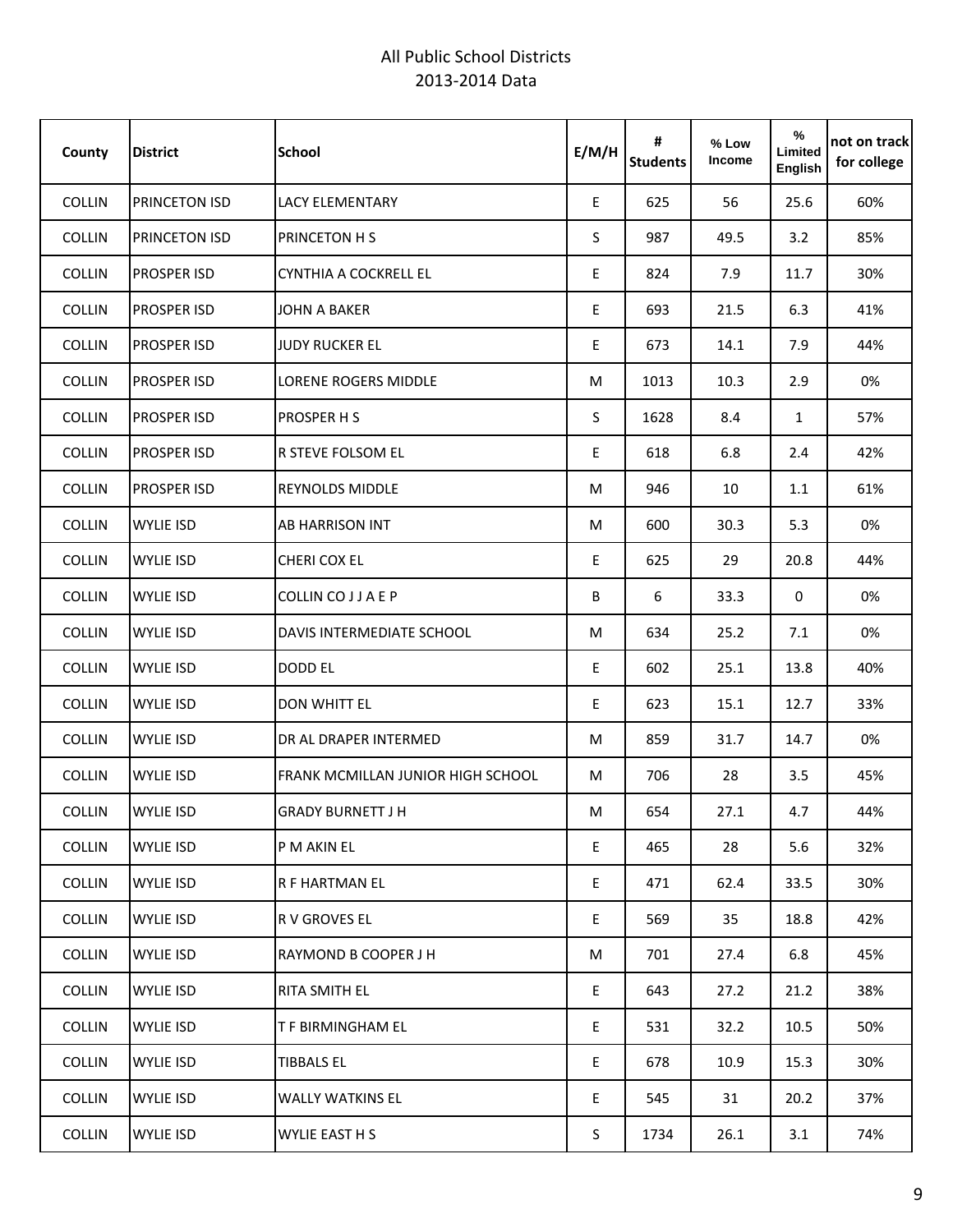# All Public School Districts
## 2013-2014 Data

| County | District | School | E/M/H | # Students | % Low Income | % Limited English | not on track for college |
|---|---|---|---|---|---|---|---|
| COLLIN | PRINCETON ISD | LACY ELEMENTARY | E | 625 | 56 | 25.6 | 60% |
| COLLIN | PRINCETON ISD | PRINCETON H S | S | 987 | 49.5 | 3.2 | 85% |
| COLLIN | PROSPER ISD | CYNTHIA A COCKRELL EL | E | 824 | 7.9 | 11.7 | 30% |
| COLLIN | PROSPER ISD | JOHN A BAKER | E | 693 | 21.5 | 6.3 | 41% |
| COLLIN | PROSPER ISD | JUDY RUCKER EL | E | 673 | 14.1 | 7.9 | 44% |
| COLLIN | PROSPER ISD | LORENE ROGERS MIDDLE | M | 1013 | 10.3 | 2.9 | 0% |
| COLLIN | PROSPER ISD | PROSPER H S | S | 1628 | 8.4 | 1 | 57% |
| COLLIN | PROSPER ISD | R STEVE FOLSOM EL | E | 618 | 6.8 | 2.4 | 42% |
| COLLIN | PROSPER ISD | REYNOLDS MIDDLE | M | 946 | 10 | 1.1 | 61% |
| COLLIN | WYLIE ISD | AB HARRISON INT | M | 600 | 30.3 | 5.3 | 0% |
| COLLIN | WYLIE ISD | CHERI COX EL | E | 625 | 29 | 20.8 | 44% |
| COLLIN | WYLIE ISD | COLLIN CO J J A E P | B | 6 | 33.3 | 0 | 0% |
| COLLIN | WYLIE ISD | DAVIS INTERMEDIATE SCHOOL | M | 634 | 25.2 | 7.1 | 0% |
| COLLIN | WYLIE ISD | DODD EL | E | 602 | 25.1 | 13.8 | 40% |
| COLLIN | WYLIE ISD | DON WHITT EL | E | 623 | 15.1 | 12.7 | 33% |
| COLLIN | WYLIE ISD | DR AL DRAPER INTERMED | M | 859 | 31.7 | 14.7 | 0% |
| COLLIN | WYLIE ISD | FRANK MCMILLAN JUNIOR HIGH SCHOOL | M | 706 | 28 | 3.5 | 45% |
| COLLIN | WYLIE ISD | GRADY BURNETT J H | M | 654 | 27.1 | 4.7 | 44% |
| COLLIN | WYLIE ISD | P M AKIN EL | E | 465 | 28 | 5.6 | 32% |
| COLLIN | WYLIE ISD | R F HARTMAN EL | E | 471 | 62.4 | 33.5 | 30% |
| COLLIN | WYLIE ISD | R V GROVES EL | E | 569 | 35 | 18.8 | 42% |
| COLLIN | WYLIE ISD | RAYMOND B COOPER J H | M | 701 | 27.4 | 6.8 | 45% |
| COLLIN | WYLIE ISD | RITA SMITH EL | E | 643 | 27.2 | 21.2 | 38% |
| COLLIN | WYLIE ISD | T F BIRMINGHAM EL | E | 531 | 32.2 | 10.5 | 50% |
| COLLIN | WYLIE ISD | TIBBALS EL | E | 678 | 10.9 | 15.3 | 30% |
| COLLIN | WYLIE ISD | WALLY WATKINS EL | E | 545 | 31 | 20.2 | 37% |
| COLLIN | WYLIE ISD | WYLIE EAST H S | S | 1734 | 26.1 | 3.1 | 74% |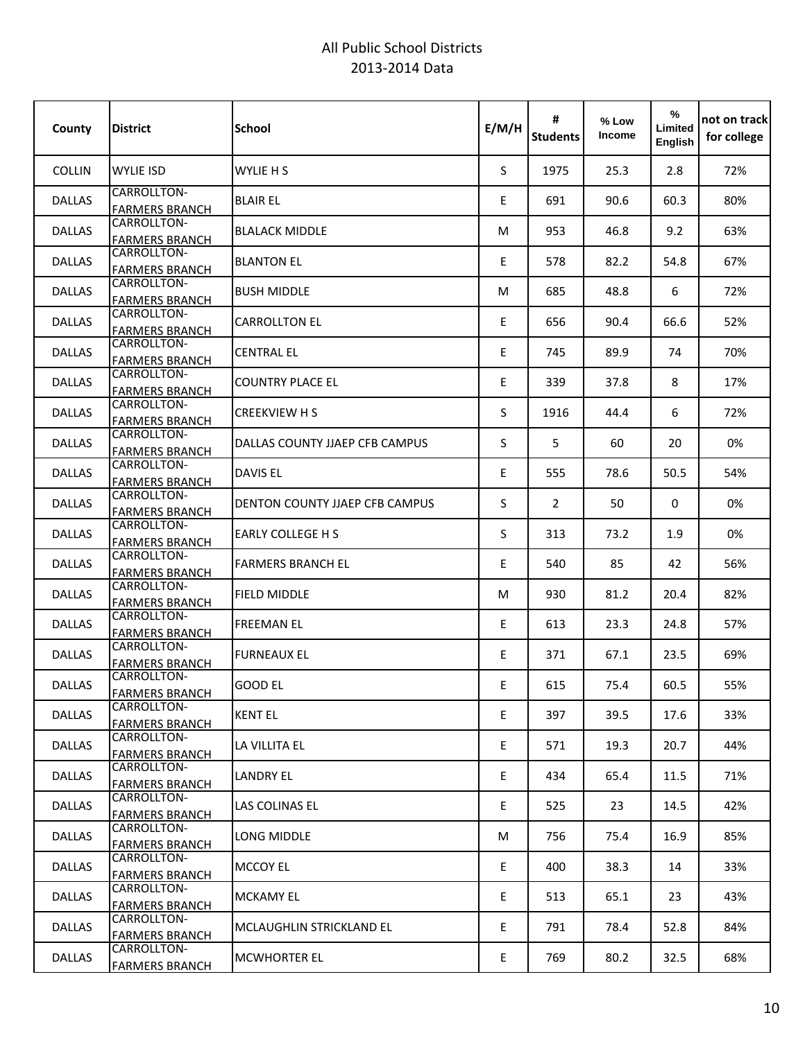All Public School Districts
2013-2014 Data

| County | District | School | E/M/H | # Students | % Low Income | % Limited English | not on track for college |
|---|---|---|---|---|---|---|---|
| COLLIN | WYLIE ISD | WYLIE H S | S | 1975 | 25.3 | 2.8 | 72% |
| DALLAS | CARROLLTON-FARMERS BRANCH | BLAIR EL | E | 691 | 90.6 | 60.3 | 80% |
| DALLAS | CARROLLTON-FARMERS BRANCH | BLALACK MIDDLE | M | 953 | 46.8 | 9.2 | 63% |
| DALLAS | CARROLLTON-FARMERS BRANCH | BLANTON EL | E | 578 | 82.2 | 54.8 | 67% |
| DALLAS | CARROLLTON-FARMERS BRANCH | BUSH MIDDLE | M | 685 | 48.8 | 6 | 72% |
| DALLAS | CARROLLTON-FARMERS BRANCH | CARROLLTON EL | E | 656 | 90.4 | 66.6 | 52% |
| DALLAS | CARROLLTON-FARMERS BRANCH | CENTRAL EL | E | 745 | 89.9 | 74 | 70% |
| DALLAS | CARROLLTON-FARMERS BRANCH | COUNTRY PLACE EL | E | 339 | 37.8 | 8 | 17% |
| DALLAS | CARROLLTON-FARMERS BRANCH | CREEKVIEW H S | S | 1916 | 44.4 | 6 | 72% |
| DALLAS | CARROLLTON-FARMERS BRANCH | DALLAS COUNTY JJAEP CFB CAMPUS | S | 5 | 60 | 20 | 0% |
| DALLAS | CARROLLTON-FARMERS BRANCH | DAVIS EL | E | 555 | 78.6 | 50.5 | 54% |
| DALLAS | CARROLLTON-FARMERS BRANCH | DENTON COUNTY JJAEP CFB CAMPUS | S | 2 | 50 | 0 | 0% |
| DALLAS | CARROLLTON-FARMERS BRANCH | EARLY COLLEGE H S | S | 313 | 73.2 | 1.9 | 0% |
| DALLAS | CARROLLTON-FARMERS BRANCH | FARMERS BRANCH EL | E | 540 | 85 | 42 | 56% |
| DALLAS | CARROLLTON-FARMERS BRANCH | FIELD MIDDLE | M | 930 | 81.2 | 20.4 | 82% |
| DALLAS | CARROLLTON-FARMERS BRANCH | FREEMAN EL | E | 613 | 23.3 | 24.8 | 57% |
| DALLAS | CARROLLTON-FARMERS BRANCH | FURNEAUX EL | E | 371 | 67.1 | 23.5 | 69% |
| DALLAS | CARROLLTON-FARMERS BRANCH | GOOD EL | E | 615 | 75.4 | 60.5 | 55% |
| DALLAS | CARROLLTON-FARMERS BRANCH | KENT EL | E | 397 | 39.5 | 17.6 | 33% |
| DALLAS | CARROLLTON-FARMERS BRANCH | LA VILLITA EL | E | 571 | 19.3 | 20.7 | 44% |
| DALLAS | CARROLLTON-FARMERS BRANCH | LANDRY EL | E | 434 | 65.4 | 11.5 | 71% |
| DALLAS | CARROLLTON-FARMERS BRANCH | LAS COLINAS EL | E | 525 | 23 | 14.5 | 42% |
| DALLAS | CARROLLTON-FARMERS BRANCH | LONG MIDDLE | M | 756 | 75.4 | 16.9 | 85% |
| DALLAS | CARROLLTON-FARMERS BRANCH | MCCOY EL | E | 400 | 38.3 | 14 | 33% |
| DALLAS | CARROLLTON-FARMERS BRANCH | MCKAMY EL | E | 513 | 65.1 | 23 | 43% |
| DALLAS | CARROLLTON-FARMERS BRANCH | MCLAUGHLIN STRICKLAND EL | E | 791 | 78.4 | 52.8 | 84% |
| DALLAS | CARROLLTON-FARMERS BRANCH | MCWHORTER EL | E | 769 | 80.2 | 32.5 | 68% |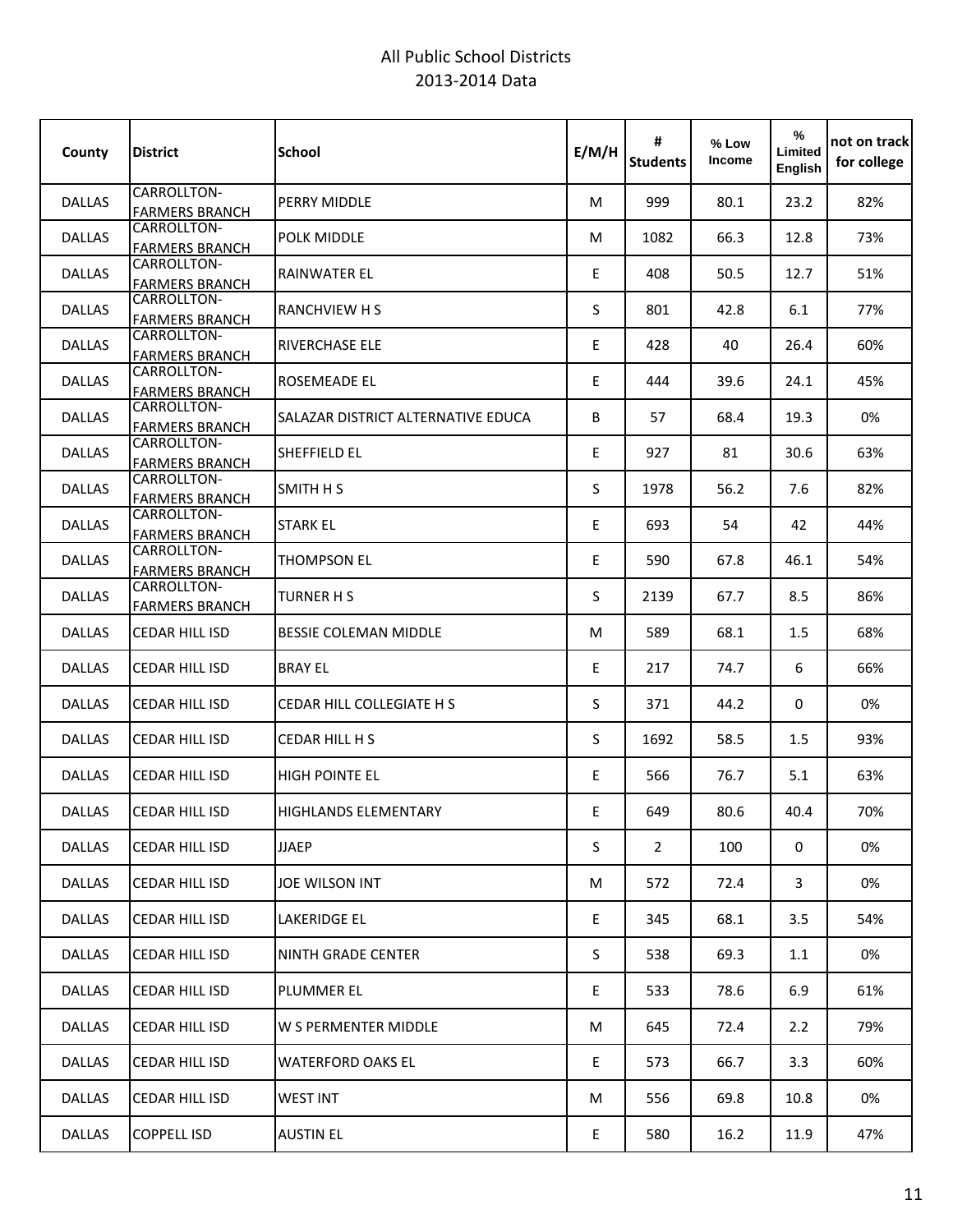All Public School Districts
2013-2014 Data

| County | District | School | E/M/H | # Students | % Low Income | % Limited English | not on track for college |
|---|---|---|---|---|---|---|---|
| DALLAS | CARROLLTON-FARMERS BRANCH | PERRY MIDDLE | M | 999 | 80.1 | 23.2 | 82% |
| DALLAS | CARROLLTON-FARMERS BRANCH | POLK MIDDLE | M | 1082 | 66.3 | 12.8 | 73% |
| DALLAS | CARROLLTON-FARMERS BRANCH | RAINWATER EL | E | 408 | 50.5 | 12.7 | 51% |
| DALLAS | CARROLLTON-FARMERS BRANCH | RANCHVIEW H S | S | 801 | 42.8 | 6.1 | 77% |
| DALLAS | CARROLLTON-FARMERS BRANCH | RIVERCHASE ELE | E | 428 | 40 | 26.4 | 60% |
| DALLAS | CARROLLTON-FARMERS BRANCH | ROSEMEADE EL | E | 444 | 39.6 | 24.1 | 45% |
| DALLAS | CARROLLTON-FARMERS BRANCH | SALAZAR DISTRICT ALTERNATIVE EDUCA | B | 57 | 68.4 | 19.3 | 0% |
| DALLAS | CARROLLTON-FARMERS BRANCH | SHEFFIELD EL | E | 927 | 81 | 30.6 | 63% |
| DALLAS | CARROLLTON-FARMERS BRANCH | SMITH H S | S | 1978 | 56.2 | 7.6 | 82% |
| DALLAS | CARROLLTON-FARMERS BRANCH | STARK EL | E | 693 | 54 | 42 | 44% |
| DALLAS | CARROLLTON-FARMERS BRANCH | THOMPSON EL | E | 590 | 67.8 | 46.1 | 54% |
| DALLAS | CARROLLTON-FARMERS BRANCH | TURNER H S | S | 2139 | 67.7 | 8.5 | 86% |
| DALLAS | CEDAR HILL ISD | BESSIE COLEMAN MIDDLE | M | 589 | 68.1 | 1.5 | 68% |
| DALLAS | CEDAR HILL ISD | BRAY EL | E | 217 | 74.7 | 6 | 66% |
| DALLAS | CEDAR HILL ISD | CEDAR HILL COLLEGIATE H S | S | 371 | 44.2 | 0 | 0% |
| DALLAS | CEDAR HILL ISD | CEDAR HILL H S | S | 1692 | 58.5 | 1.5 | 93% |
| DALLAS | CEDAR HILL ISD | HIGH POINTE EL | E | 566 | 76.7 | 5.1 | 63% |
| DALLAS | CEDAR HILL ISD | HIGHLANDS ELEMENTARY | E | 649 | 80.6 | 40.4 | 70% |
| DALLAS | CEDAR HILL ISD | JJAEP | S | 2 | 100 | 0 | 0% |
| DALLAS | CEDAR HILL ISD | JOE WILSON INT | M | 572 | 72.4 | 3 | 0% |
| DALLAS | CEDAR HILL ISD | LAKERIDGE EL | E | 345 | 68.1 | 3.5 | 54% |
| DALLAS | CEDAR HILL ISD | NINTH GRADE CENTER | S | 538 | 69.3 | 1.1 | 0% |
| DALLAS | CEDAR HILL ISD | PLUMMER EL | E | 533 | 78.6 | 6.9 | 61% |
| DALLAS | CEDAR HILL ISD | W S PERMENTER MIDDLE | M | 645 | 72.4 | 2.2 | 79% |
| DALLAS | CEDAR HILL ISD | WATERFORD OAKS EL | E | 573 | 66.7 | 3.3 | 60% |
| DALLAS | CEDAR HILL ISD | WEST INT | M | 556 | 69.8 | 10.8 | 0% |
| DALLAS | COPPELL ISD | AUSTIN EL | E | 580 | 16.2 | 11.9 | 47% |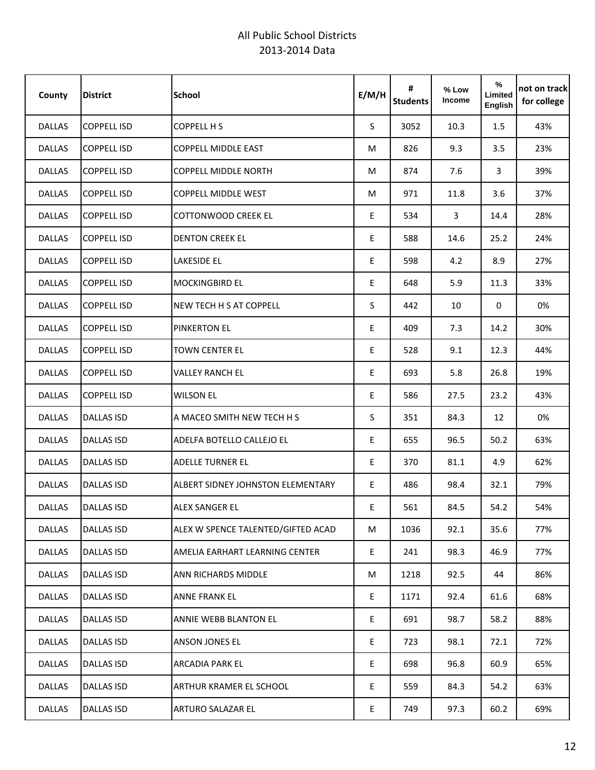All Public School Districts
2013-2014 Data

| County | District | School | E/M/H | # Students | % Low Income | % Limited English | not on track for college |
|---|---|---|---|---|---|---|---|
| DALLAS | COPPELL ISD | COPPELL H S | S | 3052 | 10.3 | 1.5 | 43% |
| DALLAS | COPPELL ISD | COPPELL MIDDLE EAST | M | 826 | 9.3 | 3.5 | 23% |
| DALLAS | COPPELL ISD | COPPELL MIDDLE NORTH | M | 874 | 7.6 | 3 | 39% |
| DALLAS | COPPELL ISD | COPPELL MIDDLE WEST | M | 971 | 11.8 | 3.6 | 37% |
| DALLAS | COPPELL ISD | COTTONWOOD CREEK EL | E | 534 | 3 | 14.4 | 28% |
| DALLAS | COPPELL ISD | DENTON CREEK EL | E | 588 | 14.6 | 25.2 | 24% |
| DALLAS | COPPELL ISD | LAKESIDE EL | E | 598 | 4.2 | 8.9 | 27% |
| DALLAS | COPPELL ISD | MOCKINGBIRD EL | E | 648 | 5.9 | 11.3 | 33% |
| DALLAS | COPPELL ISD | NEW TECH H S AT COPPELL | S | 442 | 10 | 0 | 0% |
| DALLAS | COPPELL ISD | PINKERTON EL | E | 409 | 7.3 | 14.2 | 30% |
| DALLAS | COPPELL ISD | TOWN CENTER EL | E | 528 | 9.1 | 12.3 | 44% |
| DALLAS | COPPELL ISD | VALLEY RANCH EL | E | 693 | 5.8 | 26.8 | 19% |
| DALLAS | COPPELL ISD | WILSON EL | E | 586 | 27.5 | 23.2 | 43% |
| DALLAS | DALLAS ISD | A MACEO SMITH NEW TECH H S | S | 351 | 84.3 | 12 | 0% |
| DALLAS | DALLAS ISD | ADELFA BOTELLO CALLEJO EL | E | 655 | 96.5 | 50.2 | 63% |
| DALLAS | DALLAS ISD | ADELLE TURNER EL | E | 370 | 81.1 | 4.9 | 62% |
| DALLAS | DALLAS ISD | ALBERT SIDNEY JOHNSTON ELEMENTARY | E | 486 | 98.4 | 32.1 | 79% |
| DALLAS | DALLAS ISD | ALEX SANGER EL | E | 561 | 84.5 | 54.2 | 54% |
| DALLAS | DALLAS ISD | ALEX W SPENCE TALENTED/GIFTED ACAD | M | 1036 | 92.1 | 35.6 | 77% |
| DALLAS | DALLAS ISD | AMELIA EARHART LEARNING CENTER | E | 241 | 98.3 | 46.9 | 77% |
| DALLAS | DALLAS ISD | ANN RICHARDS MIDDLE | M | 1218 | 92.5 | 44 | 86% |
| DALLAS | DALLAS ISD | ANNE FRANK EL | E | 1171 | 92.4 | 61.6 | 68% |
| DALLAS | DALLAS ISD | ANNIE WEBB BLANTON EL | E | 691 | 98.7 | 58.2 | 88% |
| DALLAS | DALLAS ISD | ANSON JONES EL | E | 723 | 98.1 | 72.1 | 72% |
| DALLAS | DALLAS ISD | ARCADIA PARK EL | E | 698 | 96.8 | 60.9 | 65% |
| DALLAS | DALLAS ISD | ARTHUR KRAMER EL SCHOOL | E | 559 | 84.3 | 54.2 | 63% |
| DALLAS | DALLAS ISD | ARTURO SALAZAR EL | E | 749 | 97.3 | 60.2 | 69% |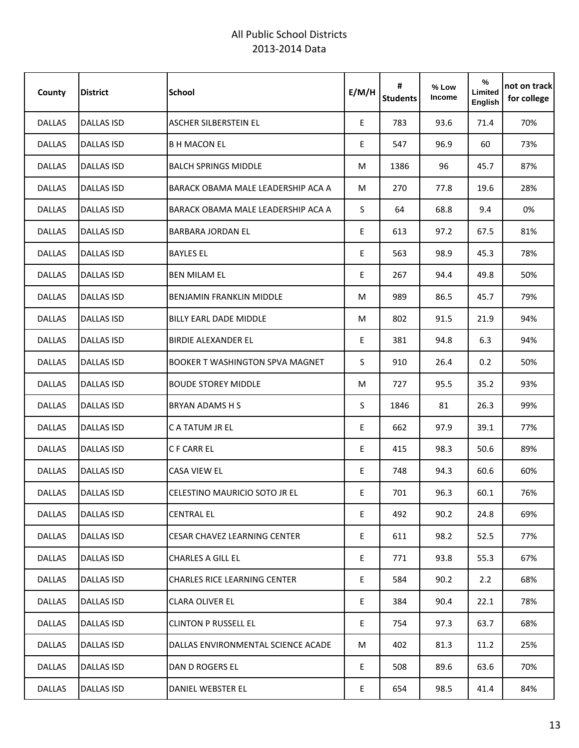All Public School Districts
2013-2014 Data

| County | District | School | E/M/H | # Students | % Low Income | % Limited English | not on track for college |
|---|---|---|---|---|---|---|---|
| DALLAS | DALLAS ISD | ASCHER SILBERSTEIN EL | E | 783 | 93.6 | 71.4 | 70% |
| DALLAS | DALLAS ISD | B H MACON EL | E | 547 | 96.9 | 60 | 73% |
| DALLAS | DALLAS ISD | BALCH SPRINGS MIDDLE | M | 1386 | 96 | 45.7 | 87% |
| DALLAS | DALLAS ISD | BARACK OBAMA MALE LEADERSHIP ACA A | M | 270 | 77.8 | 19.6 | 28% |
| DALLAS | DALLAS ISD | BARACK OBAMA MALE LEADERSHIP ACA A | S | 64 | 68.8 | 9.4 | 0% |
| DALLAS | DALLAS ISD | BARBARA JORDAN EL | E | 613 | 97.2 | 67.5 | 81% |
| DALLAS | DALLAS ISD | BAYLES EL | E | 563 | 98.9 | 45.3 | 78% |
| DALLAS | DALLAS ISD | BEN MILAM EL | E | 267 | 94.4 | 49.8 | 50% |
| DALLAS | DALLAS ISD | BENJAMIN FRANKLIN MIDDLE | M | 989 | 86.5 | 45.7 | 79% |
| DALLAS | DALLAS ISD | BILLY EARL DADE MIDDLE | M | 802 | 91.5 | 21.9 | 94% |
| DALLAS | DALLAS ISD | BIRDIE ALEXANDER EL | E | 381 | 94.8 | 6.3 | 94% |
| DALLAS | DALLAS ISD | BOOKER T WASHINGTON SPVA MAGNET | S | 910 | 26.4 | 0.2 | 50% |
| DALLAS | DALLAS ISD | BOUDE STOREY MIDDLE | M | 727 | 95.5 | 35.2 | 93% |
| DALLAS | DALLAS ISD | BRYAN ADAMS H S | S | 1846 | 81 | 26.3 | 99% |
| DALLAS | DALLAS ISD | C A TATUM JR EL | E | 662 | 97.9 | 39.1 | 77% |
| DALLAS | DALLAS ISD | C F CARR EL | E | 415 | 98.3 | 50.6 | 89% |
| DALLAS | DALLAS ISD | CASA VIEW EL | E | 748 | 94.3 | 60.6 | 60% |
| DALLAS | DALLAS ISD | CELESTINO MAURICIO SOTO JR EL | E | 701 | 96.3 | 60.1 | 76% |
| DALLAS | DALLAS ISD | CENTRAL EL | E | 492 | 90.2 | 24.8 | 69% |
| DALLAS | DALLAS ISD | CESAR CHAVEZ LEARNING CENTER | E | 611 | 98.2 | 52.5 | 77% |
| DALLAS | DALLAS ISD | CHARLES A GILL EL | E | 771 | 93.8 | 55.3 | 67% |
| DALLAS | DALLAS ISD | CHARLES RICE LEARNING CENTER | E | 584 | 90.2 | 2.2 | 68% |
| DALLAS | DALLAS ISD | CLARA OLIVER EL | E | 384 | 90.4 | 22.1 | 78% |
| DALLAS | DALLAS ISD | CLINTON P RUSSELL EL | E | 754 | 97.3 | 63.7 | 68% |
| DALLAS | DALLAS ISD | DALLAS ENVIRONMENTAL SCIENCE ACADE | M | 402 | 81.3 | 11.2 | 25% |
| DALLAS | DALLAS ISD | DAN D ROGERS EL | E | 508 | 89.6 | 63.6 | 70% |
| DALLAS | DALLAS ISD | DANIEL WEBSTER EL | E | 654 | 98.5 | 41.4 | 84% |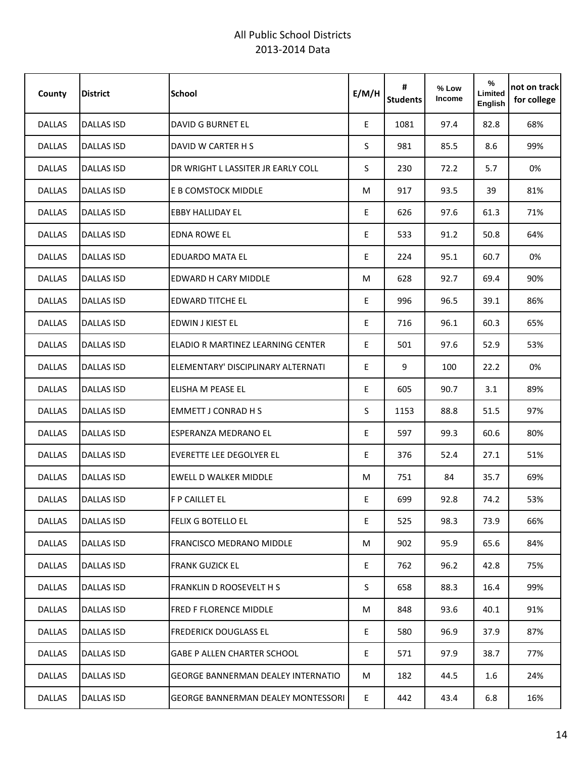# All Public School Districts
## 2013-2014 Data

| County | District | School | E/M/H | # Students | % Low Income | % Limited English | not on track for college |
|---|---|---|---|---|---|---|---|
| DALLAS | DALLAS ISD | DAVID G BURNET EL | E | 1081 | 97.4 | 82.8 | 68% |
| DALLAS | DALLAS ISD | DAVID W CARTER H S | S | 981 | 85.5 | 8.6 | 99% |
| DALLAS | DALLAS ISD | DR WRIGHT L LASSITER JR EARLY COLL | S | 230 | 72.2 | 5.7 | 0% |
| DALLAS | DALLAS ISD | E B COMSTOCK MIDDLE | M | 917 | 93.5 | 39 | 81% |
| DALLAS | DALLAS ISD | EBBY HALLIDAY EL | E | 626 | 97.6 | 61.3 | 71% |
| DALLAS | DALLAS ISD | EDNA ROWE EL | E | 533 | 91.2 | 50.8 | 64% |
| DALLAS | DALLAS ISD | EDUARDO MATA EL | E | 224 | 95.1 | 60.7 | 0% |
| DALLAS | DALLAS ISD | EDWARD H CARY MIDDLE | M | 628 | 92.7 | 69.4 | 90% |
| DALLAS | DALLAS ISD | EDWARD TITCHE EL | E | 996 | 96.5 | 39.1 | 86% |
| DALLAS | DALLAS ISD | EDWIN J KIEST EL | E | 716 | 96.1 | 60.3 | 65% |
| DALLAS | DALLAS ISD | ELADIO R MARTINEZ LEARNING CENTER | E | 501 | 97.6 | 52.9 | 53% |
| DALLAS | DALLAS ISD | ELEMENTARY' DISCIPLINARY ALTERNATI | E | 9 | 100 | 22.2 | 0% |
| DALLAS | DALLAS ISD | ELISHA M PEASE EL | E | 605 | 90.7 | 3.1 | 89% |
| DALLAS | DALLAS ISD | EMMETT J CONRAD H S | S | 1153 | 88.8 | 51.5 | 97% |
| DALLAS | DALLAS ISD | ESPERANZA MEDRANO EL | E | 597 | 99.3 | 60.6 | 80% |
| DALLAS | DALLAS ISD | EVERETTE LEE DEGOLYER EL | E | 376 | 52.4 | 27.1 | 51% |
| DALLAS | DALLAS ISD | EWELL D WALKER MIDDLE | M | 751 | 84 | 35.7 | 69% |
| DALLAS | DALLAS ISD | F P CAILLET EL | E | 699 | 92.8 | 74.2 | 53% |
| DALLAS | DALLAS ISD | FELIX G BOTELLO EL | E | 525 | 98.3 | 73.9 | 66% |
| DALLAS | DALLAS ISD | FRANCISCO MEDRANO MIDDLE | M | 902 | 95.9 | 65.6 | 84% |
| DALLAS | DALLAS ISD | FRANK GUZICK EL | E | 762 | 96.2 | 42.8 | 75% |
| DALLAS | DALLAS ISD | FRANKLIN D ROOSEVELT H S | S | 658 | 88.3 | 16.4 | 99% |
| DALLAS | DALLAS ISD | FRED F FLORENCE MIDDLE | M | 848 | 93.6 | 40.1 | 91% |
| DALLAS | DALLAS ISD | FREDERICK DOUGLASS EL | E | 580 | 96.9 | 37.9 | 87% |
| DALLAS | DALLAS ISD | GABE P ALLEN CHARTER SCHOOL | E | 571 | 97.9 | 38.7 | 77% |
| DALLAS | DALLAS ISD | GEORGE BANNERMAN DEALEY INTERNATIO | M | 182 | 44.5 | 1.6 | 24% |
| DALLAS | DALLAS ISD | GEORGE BANNERMAN DEALEY MONTESSORI | E | 442 | 43.4 | 6.8 | 16% |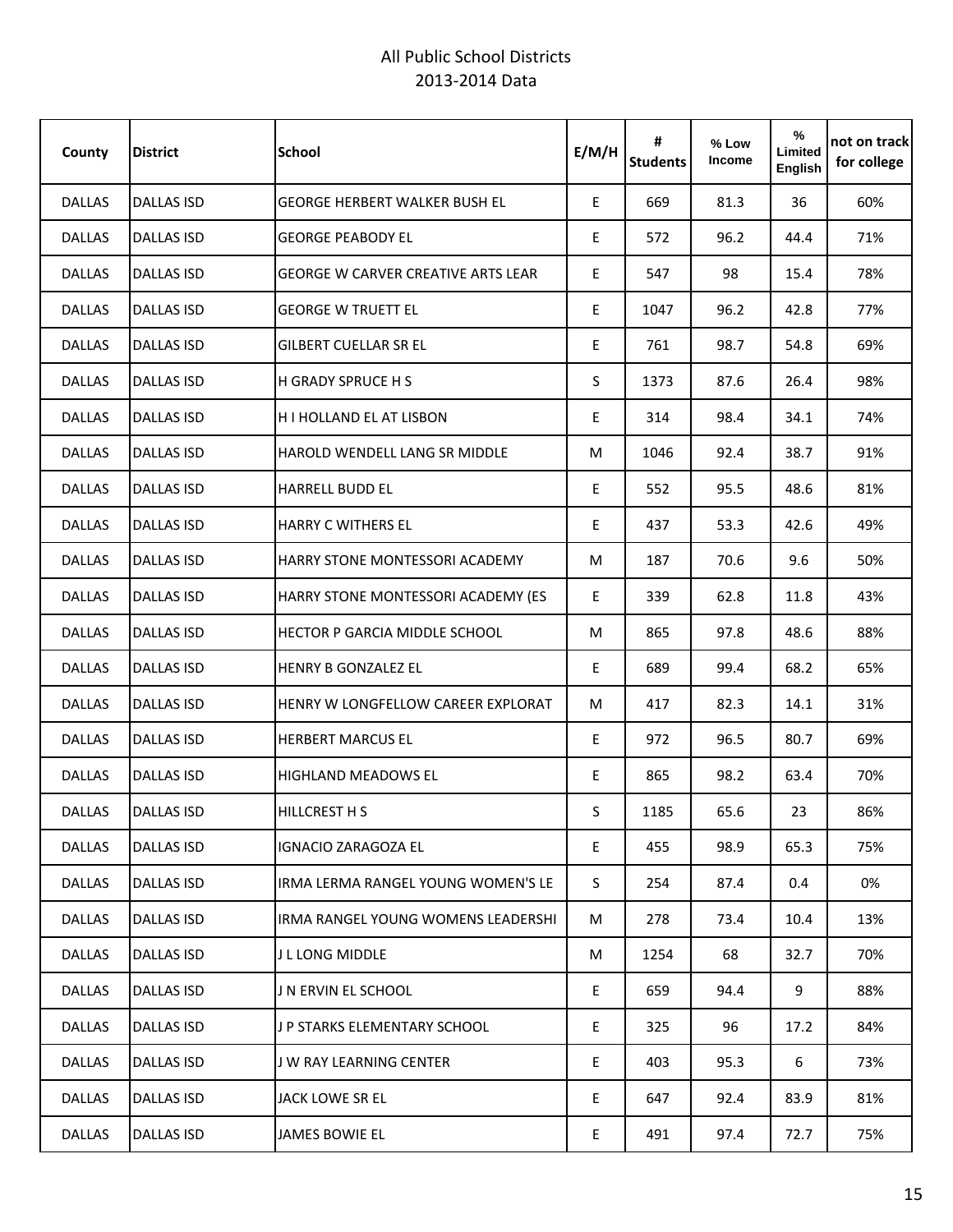All Public School Districts
2013-2014 Data

| County | District | School | E/M/H | # Students | % Low Income | % Limited English | not on track for college |
|---|---|---|---|---|---|---|---|
| DALLAS | DALLAS ISD | GEORGE HERBERT WALKER BUSH EL | E | 669 | 81.3 | 36 | 60% |
| DALLAS | DALLAS ISD | GEORGE PEABODY EL | E | 572 | 96.2 | 44.4 | 71% |
| DALLAS | DALLAS ISD | GEORGE W CARVER CREATIVE ARTS LEAR | E | 547 | 98 | 15.4 | 78% |
| DALLAS | DALLAS ISD | GEORGE W TRUETT EL | E | 1047 | 96.2 | 42.8 | 77% |
| DALLAS | DALLAS ISD | GILBERT CUELLAR SR EL | E | 761 | 98.7 | 54.8 | 69% |
| DALLAS | DALLAS ISD | H GRADY SPRUCE H S | S | 1373 | 87.6 | 26.4 | 98% |
| DALLAS | DALLAS ISD | H I HOLLAND EL AT LISBON | E | 314 | 98.4 | 34.1 | 74% |
| DALLAS | DALLAS ISD | HAROLD WENDELL LANG SR MIDDLE | M | 1046 | 92.4 | 38.7 | 91% |
| DALLAS | DALLAS ISD | HARRELL BUDD EL | E | 552 | 95.5 | 48.6 | 81% |
| DALLAS | DALLAS ISD | HARRY C WITHERS EL | E | 437 | 53.3 | 42.6 | 49% |
| DALLAS | DALLAS ISD | HARRY STONE MONTESSORI ACADEMY | M | 187 | 70.6 | 9.6 | 50% |
| DALLAS | DALLAS ISD | HARRY STONE MONTESSORI ACADEMY (ES | E | 339 | 62.8 | 11.8 | 43% |
| DALLAS | DALLAS ISD | HECTOR P GARCIA MIDDLE SCHOOL | M | 865 | 97.8 | 48.6 | 88% |
| DALLAS | DALLAS ISD | HENRY B GONZALEZ EL | E | 689 | 99.4 | 68.2 | 65% |
| DALLAS | DALLAS ISD | HENRY W LONGFELLOW CAREER EXPLORAT | M | 417 | 82.3 | 14.1 | 31% |
| DALLAS | DALLAS ISD | HERBERT MARCUS EL | E | 972 | 96.5 | 80.7 | 69% |
| DALLAS | DALLAS ISD | HIGHLAND MEADOWS EL | E | 865 | 98.2 | 63.4 | 70% |
| DALLAS | DALLAS ISD | HILLCREST H S | S | 1185 | 65.6 | 23 | 86% |
| DALLAS | DALLAS ISD | IGNACIO ZARAGOZA EL | E | 455 | 98.9 | 65.3 | 75% |
| DALLAS | DALLAS ISD | IRMA LERMA RANGEL YOUNG WOMEN'S LE | S | 254 | 87.4 | 0.4 | 0% |
| DALLAS | DALLAS ISD | IRMA RANGEL YOUNG WOMENS LEADERSHI | M | 278 | 73.4 | 10.4 | 13% |
| DALLAS | DALLAS ISD | J L LONG MIDDLE | M | 1254 | 68 | 32.7 | 70% |
| DALLAS | DALLAS ISD | J N ERVIN EL SCHOOL | E | 659 | 94.4 | 9 | 88% |
| DALLAS | DALLAS ISD | J P STARKS ELEMENTARY SCHOOL | E | 325 | 96 | 17.2 | 84% |
| DALLAS | DALLAS ISD | J W RAY LEARNING CENTER | E | 403 | 95.3 | 6 | 73% |
| DALLAS | DALLAS ISD | JACK LOWE SR EL | E | 647 | 92.4 | 83.9 | 81% |
| DALLAS | DALLAS ISD | JAMES BOWIE EL | E | 491 | 97.4 | 72.7 | 75% |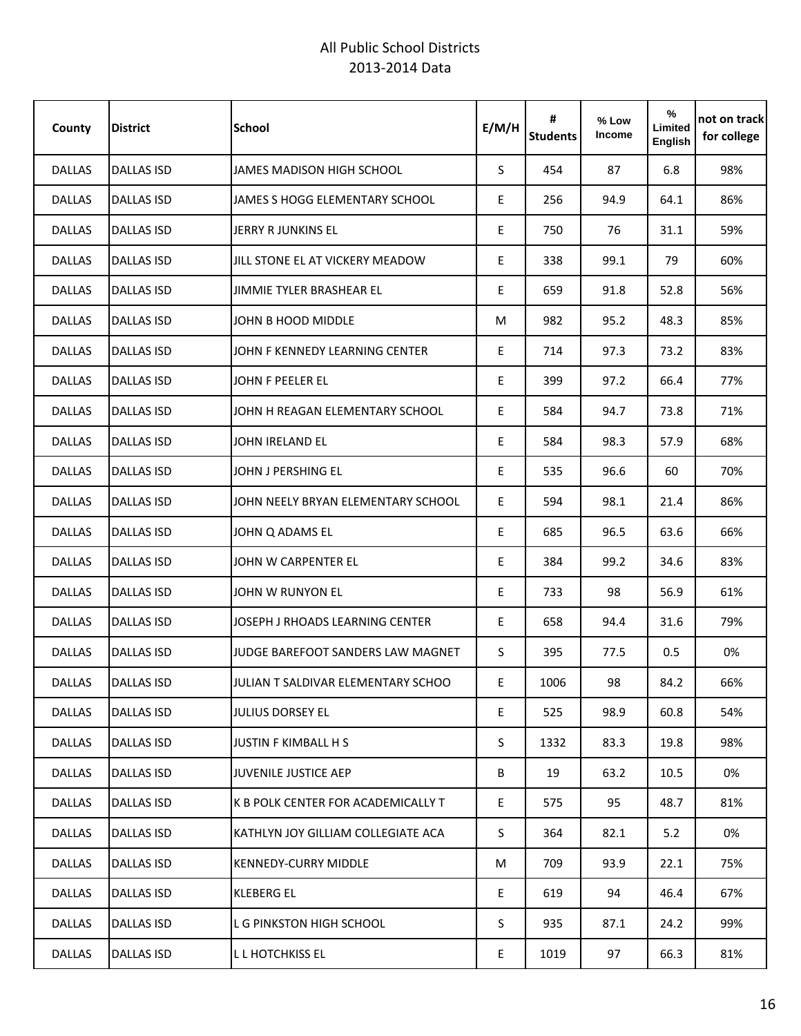All Public School Districts
2013-2014 Data

| County | District | School | E/M/H | # Students | % Low Income | % Limited English | not on track for college |
|---|---|---|---|---|---|---|---|
| DALLAS | DALLAS ISD | JAMES MADISON HIGH SCHOOL | S | 454 | 87 | 6.8 | 98% |
| DALLAS | DALLAS ISD | JAMES S HOGG ELEMENTARY SCHOOL | E | 256 | 94.9 | 64.1 | 86% |
| DALLAS | DALLAS ISD | JERRY R JUNKINS EL | E | 750 | 76 | 31.1 | 59% |
| DALLAS | DALLAS ISD | JILL STONE EL AT VICKERY MEADOW | E | 338 | 99.1 | 79 | 60% |
| DALLAS | DALLAS ISD | JIMMIE TYLER BRASHEAR EL | E | 659 | 91.8 | 52.8 | 56% |
| DALLAS | DALLAS ISD | JOHN B HOOD MIDDLE | M | 982 | 95.2 | 48.3 | 85% |
| DALLAS | DALLAS ISD | JOHN F KENNEDY LEARNING CENTER | E | 714 | 97.3 | 73.2 | 83% |
| DALLAS | DALLAS ISD | JOHN F PEELER EL | E | 399 | 97.2 | 66.4 | 77% |
| DALLAS | DALLAS ISD | JOHN H REAGAN ELEMENTARY SCHOOL | E | 584 | 94.7 | 73.8 | 71% |
| DALLAS | DALLAS ISD | JOHN IRELAND EL | E | 584 | 98.3 | 57.9 | 68% |
| DALLAS | DALLAS ISD | JOHN J PERSHING EL | E | 535 | 96.6 | 60 | 70% |
| DALLAS | DALLAS ISD | JOHN NEELY BRYAN ELEMENTARY SCHOOL | E | 594 | 98.1 | 21.4 | 86% |
| DALLAS | DALLAS ISD | JOHN Q ADAMS EL | E | 685 | 96.5 | 63.6 | 66% |
| DALLAS | DALLAS ISD | JOHN W CARPENTER EL | E | 384 | 99.2 | 34.6 | 83% |
| DALLAS | DALLAS ISD | JOHN W RUNYON EL | E | 733 | 98 | 56.9 | 61% |
| DALLAS | DALLAS ISD | JOSEPH J RHOADS LEARNING CENTER | E | 658 | 94.4 | 31.6 | 79% |
| DALLAS | DALLAS ISD | JUDGE BAREFOOT SANDERS LAW MAGNET | S | 395 | 77.5 | 0.5 | 0% |
| DALLAS | DALLAS ISD | JULIAN T SALDIVAR ELEMENTARY SCHOO | E | 1006 | 98 | 84.2 | 66% |
| DALLAS | DALLAS ISD | JULIUS DORSEY EL | E | 525 | 98.9 | 60.8 | 54% |
| DALLAS | DALLAS ISD | JUSTIN F KIMBALL H S | S | 1332 | 83.3 | 19.8 | 98% |
| DALLAS | DALLAS ISD | JUVENILE JUSTICE AEP | B | 19 | 63.2 | 10.5 | 0% |
| DALLAS | DALLAS ISD | K B POLK CENTER FOR ACADEMICALLY T | E | 575 | 95 | 48.7 | 81% |
| DALLAS | DALLAS ISD | KATHLYN JOY GILLIAM COLLEGIATE ACA | S | 364 | 82.1 | 5.2 | 0% |
| DALLAS | DALLAS ISD | KENNEDY-CURRY MIDDLE | M | 709 | 93.9 | 22.1 | 75% |
| DALLAS | DALLAS ISD | KLEBERG EL | E | 619 | 94 | 46.4 | 67% |
| DALLAS | DALLAS ISD | L G PINKSTON HIGH SCHOOL | S | 935 | 87.1 | 24.2 | 99% |
| DALLAS | DALLAS ISD | L L HOTCHKISS EL | E | 1019 | 97 | 66.3 | 81% |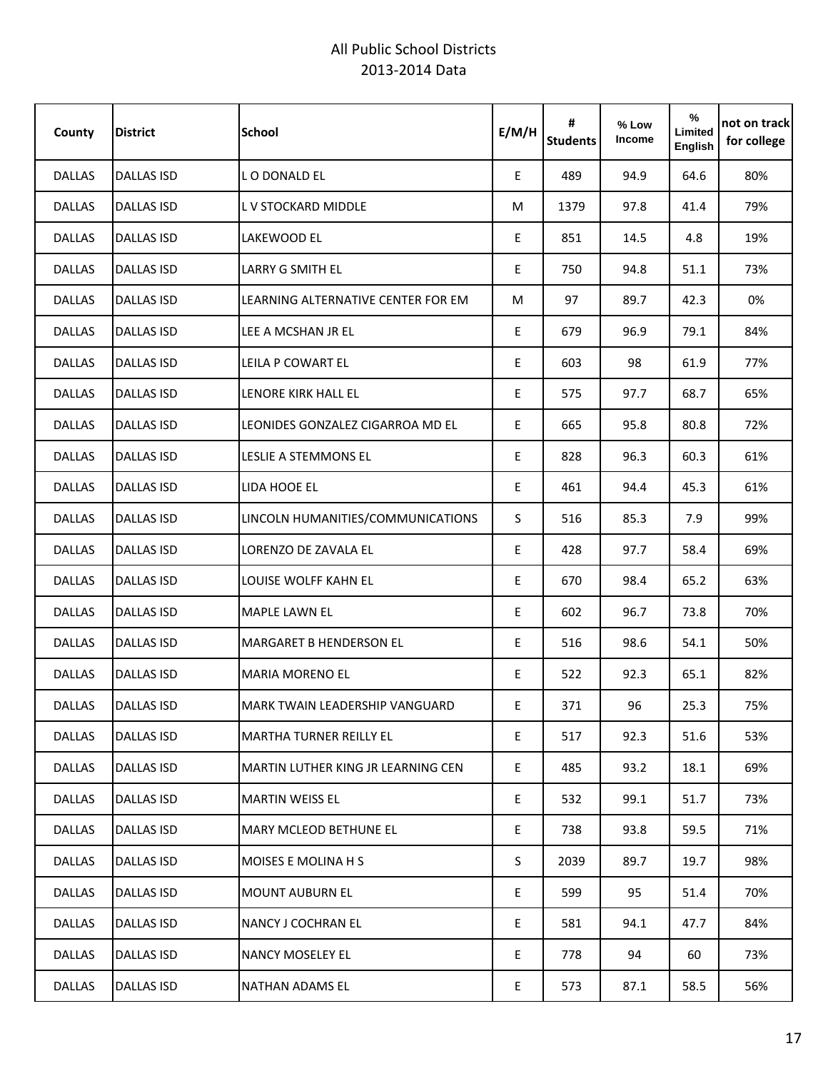All Public School Districts
2013-2014 Data

| County | District | School | E/M/H | # Students | % Low Income | % Limited English | not on track for college |
|---|---|---|---|---|---|---|---|
| DALLAS | DALLAS ISD | L O DONALD EL | E | 489 | 94.9 | 64.6 | 80% |
| DALLAS | DALLAS ISD | L V STOCKARD MIDDLE | M | 1379 | 97.8 | 41.4 | 79% |
| DALLAS | DALLAS ISD | LAKEWOOD EL | E | 851 | 14.5 | 4.8 | 19% |
| DALLAS | DALLAS ISD | LARRY G SMITH EL | E | 750 | 94.8 | 51.1 | 73% |
| DALLAS | DALLAS ISD | LEARNING ALTERNATIVE CENTER FOR EM | M | 97 | 89.7 | 42.3 | 0% |
| DALLAS | DALLAS ISD | LEE A MCSHAN JR EL | E | 679 | 96.9 | 79.1 | 84% |
| DALLAS | DALLAS ISD | LEILA P COWART EL | E | 603 | 98 | 61.9 | 77% |
| DALLAS | DALLAS ISD | LENORE KIRK HALL EL | E | 575 | 97.7 | 68.7 | 65% |
| DALLAS | DALLAS ISD | LEONIDES GONZALEZ CIGARROA MD EL | E | 665 | 95.8 | 80.8 | 72% |
| DALLAS | DALLAS ISD | LESLIE A STEMMONS EL | E | 828 | 96.3 | 60.3 | 61% |
| DALLAS | DALLAS ISD | LIDA HOOE EL | E | 461 | 94.4 | 45.3 | 61% |
| DALLAS | DALLAS ISD | LINCOLN HUMANITIES/COMMUNICATIONS | S | 516 | 85.3 | 7.9 | 99% |
| DALLAS | DALLAS ISD | LORENZO DE ZAVALA EL | E | 428 | 97.7 | 58.4 | 69% |
| DALLAS | DALLAS ISD | LOUISE WOLFF KAHN EL | E | 670 | 98.4 | 65.2 | 63% |
| DALLAS | DALLAS ISD | MAPLE LAWN EL | E | 602 | 96.7 | 73.8 | 70% |
| DALLAS | DALLAS ISD | MARGARET B HENDERSON EL | E | 516 | 98.6 | 54.1 | 50% |
| DALLAS | DALLAS ISD | MARIA MORENO EL | E | 522 | 92.3 | 65.1 | 82% |
| DALLAS | DALLAS ISD | MARK TWAIN LEADERSHIP VANGUARD | E | 371 | 96 | 25.3 | 75% |
| DALLAS | DALLAS ISD | MARTHA TURNER REILLY EL | E | 517 | 92.3 | 51.6 | 53% |
| DALLAS | DALLAS ISD | MARTIN LUTHER KING JR LEARNING CEN | E | 485 | 93.2 | 18.1 | 69% |
| DALLAS | DALLAS ISD | MARTIN WEISS EL | E | 532 | 99.1 | 51.7 | 73% |
| DALLAS | DALLAS ISD | MARY MCLEOD BETHUNE EL | E | 738 | 93.8 | 59.5 | 71% |
| DALLAS | DALLAS ISD | MOISES E MOLINA H S | S | 2039 | 89.7 | 19.7 | 98% |
| DALLAS | DALLAS ISD | MOUNT AUBURN EL | E | 599 | 95 | 51.4 | 70% |
| DALLAS | DALLAS ISD | NANCY J COCHRAN EL | E | 581 | 94.1 | 47.7 | 84% |
| DALLAS | DALLAS ISD | NANCY MOSELEY EL | E | 778 | 94 | 60 | 73% |
| DALLAS | DALLAS ISD | NATHAN ADAMS EL | E | 573 | 87.1 | 58.5 | 56% |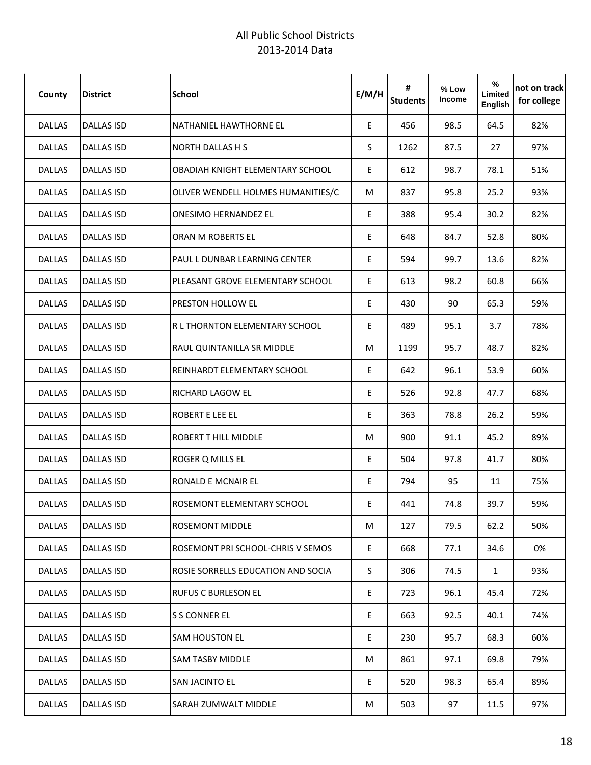# All Public School Districts
## 2013-2014 Data

| County | District | School | E/M/H | # Students | % Low Income | % Limited English | not on track for college |
|---|---|---|---|---|---|---|---|
| DALLAS | DALLAS ISD | NATHANIEL HAWTHORNE EL | E | 456 | 98.5 | 64.5 | 82% |
| DALLAS | DALLAS ISD | NORTH DALLAS H S | S | 1262 | 87.5 | 27 | 97% |
| DALLAS | DALLAS ISD | OBADIAH KNIGHT ELEMENTARY SCHOOL | E | 612 | 98.7 | 78.1 | 51% |
| DALLAS | DALLAS ISD | OLIVER WENDELL HOLMES HUMANITIES/C | M | 837 | 95.8 | 25.2 | 93% |
| DALLAS | DALLAS ISD | ONESIMO HERNANDEZ EL | E | 388 | 95.4 | 30.2 | 82% |
| DALLAS | DALLAS ISD | ORAN M ROBERTS EL | E | 648 | 84.7 | 52.8 | 80% |
| DALLAS | DALLAS ISD | PAUL L DUNBAR LEARNING CENTER | E | 594 | 99.7 | 13.6 | 82% |
| DALLAS | DALLAS ISD | PLEASANT GROVE ELEMENTARY SCHOOL | E | 613 | 98.2 | 60.8 | 66% |
| DALLAS | DALLAS ISD | PRESTON HOLLOW EL | E | 430 | 90 | 65.3 | 59% |
| DALLAS | DALLAS ISD | R L THORNTON ELEMENTARY SCHOOL | E | 489 | 95.1 | 3.7 | 78% |
| DALLAS | DALLAS ISD | RAUL QUINTANILLA SR MIDDLE | M | 1199 | 95.7 | 48.7 | 82% |
| DALLAS | DALLAS ISD | REINHARDT ELEMENTARY SCHOOL | E | 642 | 96.1 | 53.9 | 60% |
| DALLAS | DALLAS ISD | RICHARD LAGOW EL | E | 526 | 92.8 | 47.7 | 68% |
| DALLAS | DALLAS ISD | ROBERT E LEE EL | E | 363 | 78.8 | 26.2 | 59% |
| DALLAS | DALLAS ISD | ROBERT T HILL MIDDLE | M | 900 | 91.1 | 45.2 | 89% |
| DALLAS | DALLAS ISD | ROGER Q MILLS EL | E | 504 | 97.8 | 41.7 | 80% |
| DALLAS | DALLAS ISD | RONALD E MCNAIR EL | E | 794 | 95 | 11 | 75% |
| DALLAS | DALLAS ISD | ROSEMONT ELEMENTARY SCHOOL | E | 441 | 74.8 | 39.7 | 59% |
| DALLAS | DALLAS ISD | ROSEMONT MIDDLE | M | 127 | 79.5 | 62.2 | 50% |
| DALLAS | DALLAS ISD | ROSEMONT PRI SCHOOL-CHRIS V SEMOS | E | 668 | 77.1 | 34.6 | 0% |
| DALLAS | DALLAS ISD | ROSIE SORRELLS EDUCATION AND SOCIA | S | 306 | 74.5 | 1 | 93% |
| DALLAS | DALLAS ISD | RUFUS C BURLESON EL | E | 723 | 96.1 | 45.4 | 72% |
| DALLAS | DALLAS ISD | S S CONNER EL | E | 663 | 92.5 | 40.1 | 74% |
| DALLAS | DALLAS ISD | SAM HOUSTON EL | E | 230 | 95.7 | 68.3 | 60% |
| DALLAS | DALLAS ISD | SAM TASBY MIDDLE | M | 861 | 97.1 | 69.8 | 79% |
| DALLAS | DALLAS ISD | SAN JACINTO EL | E | 520 | 98.3 | 65.4 | 89% |
| DALLAS | DALLAS ISD | SARAH ZUMWALT MIDDLE | M | 503 | 97 | 11.5 | 97% |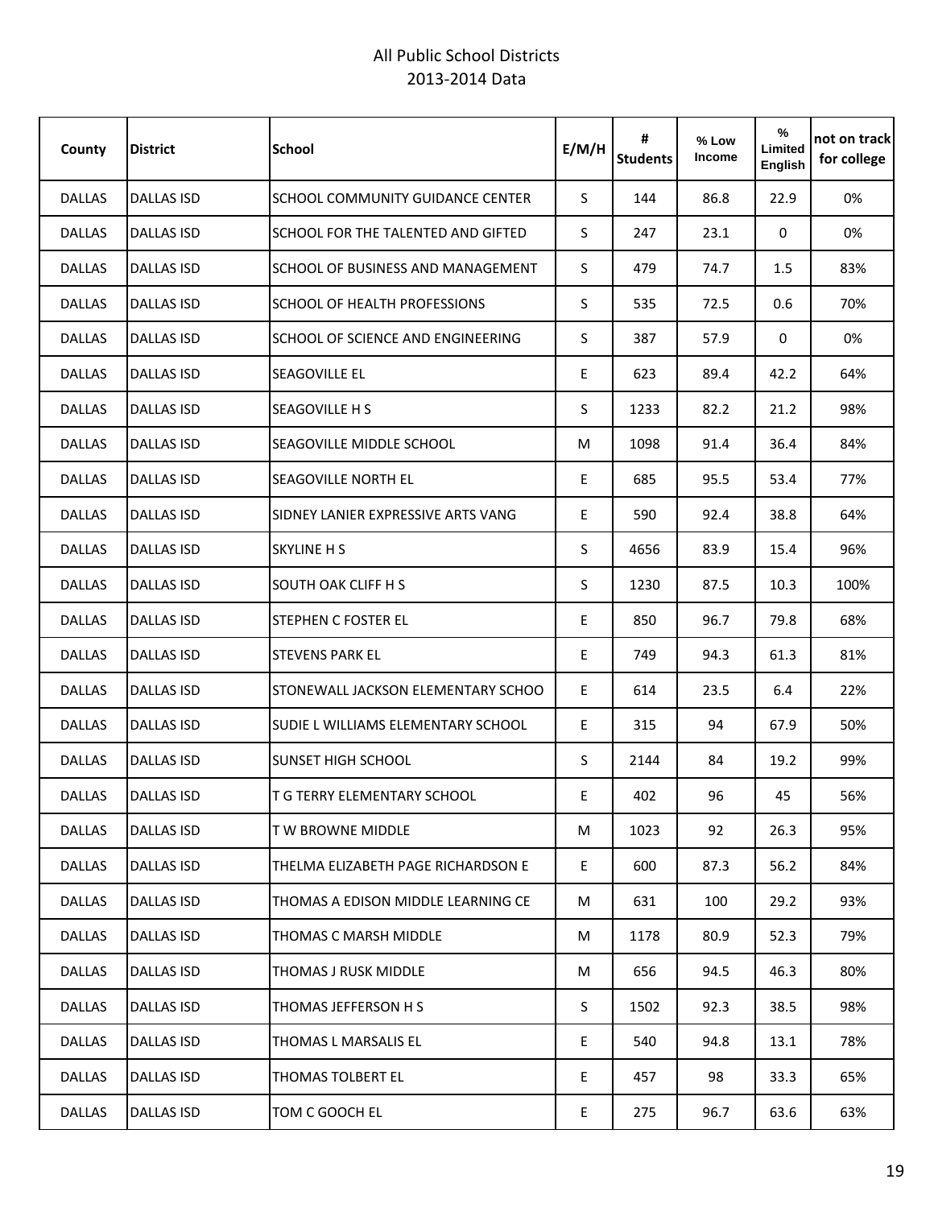All Public School Districts
2013-2014 Data

| County | District | School | E/M/H | # Students | % Low Income | % Limited English | not on track for college |
|---|---|---|---|---|---|---|---|
| DALLAS | DALLAS ISD | SCHOOL COMMUNITY GUIDANCE CENTER | S | 144 | 86.8 | 22.9 | 0% |
| DALLAS | DALLAS ISD | SCHOOL FOR THE TALENTED AND GIFTED | S | 247 | 23.1 | 0 | 0% |
| DALLAS | DALLAS ISD | SCHOOL OF BUSINESS AND MANAGEMENT | S | 479 | 74.7 | 1.5 | 83% |
| DALLAS | DALLAS ISD | SCHOOL OF HEALTH PROFESSIONS | S | 535 | 72.5 | 0.6 | 70% |
| DALLAS | DALLAS ISD | SCHOOL OF SCIENCE AND ENGINEERING | S | 387 | 57.9 | 0 | 0% |
| DALLAS | DALLAS ISD | SEAGOVILLE EL | E | 623 | 89.4 | 42.2 | 64% |
| DALLAS | DALLAS ISD | SEAGOVILLE H S | S | 1233 | 82.2 | 21.2 | 98% |
| DALLAS | DALLAS ISD | SEAGOVILLE MIDDLE SCHOOL | M | 1098 | 91.4 | 36.4 | 84% |
| DALLAS | DALLAS ISD | SEAGOVILLE NORTH EL | E | 685 | 95.5 | 53.4 | 77% |
| DALLAS | DALLAS ISD | SIDNEY LANIER EXPRESSIVE ARTS VANG | E | 590 | 92.4 | 38.8 | 64% |
| DALLAS | DALLAS ISD | SKYLINE H S | S | 4656 | 83.9 | 15.4 | 96% |
| DALLAS | DALLAS ISD | SOUTH OAK CLIFF H S | S | 1230 | 87.5 | 10.3 | 100% |
| DALLAS | DALLAS ISD | STEPHEN C FOSTER EL | E | 850 | 96.7 | 79.8 | 68% |
| DALLAS | DALLAS ISD | STEVENS PARK EL | E | 749 | 94.3 | 61.3 | 81% |
| DALLAS | DALLAS ISD | STONEWALL JACKSON ELEMENTARY SCHOO | E | 614 | 23.5 | 6.4 | 22% |
| DALLAS | DALLAS ISD | SUDIE L WILLIAMS ELEMENTARY SCHOOL | E | 315 | 94 | 67.9 | 50% |
| DALLAS | DALLAS ISD | SUNSET HIGH SCHOOL | S | 2144 | 84 | 19.2 | 99% |
| DALLAS | DALLAS ISD | T G TERRY ELEMENTARY SCHOOL | E | 402 | 96 | 45 | 56% |
| DALLAS | DALLAS ISD | T W BROWNE MIDDLE | M | 1023 | 92 | 26.3 | 95% |
| DALLAS | DALLAS ISD | THELMA ELIZABETH PAGE RICHARDSON E | E | 600 | 87.3 | 56.2 | 84% |
| DALLAS | DALLAS ISD | THOMAS A EDISON MIDDLE LEARNING CE | M | 631 | 100 | 29.2 | 93% |
| DALLAS | DALLAS ISD | THOMAS C MARSH MIDDLE | M | 1178 | 80.9 | 52.3 | 79% |
| DALLAS | DALLAS ISD | THOMAS J RUSK MIDDLE | M | 656 | 94.5 | 46.3 | 80% |
| DALLAS | DALLAS ISD | THOMAS JEFFERSON H S | S | 1502 | 92.3 | 38.5 | 98% |
| DALLAS | DALLAS ISD | THOMAS L MARSALIS EL | E | 540 | 94.8 | 13.1 | 78% |
| DALLAS | DALLAS ISD | THOMAS TOLBERT EL | E | 457 | 98 | 33.3 | 65% |
| DALLAS | DALLAS ISD | TOM C GOOCH EL | E | 275 | 96.7 | 63.6 | 63% |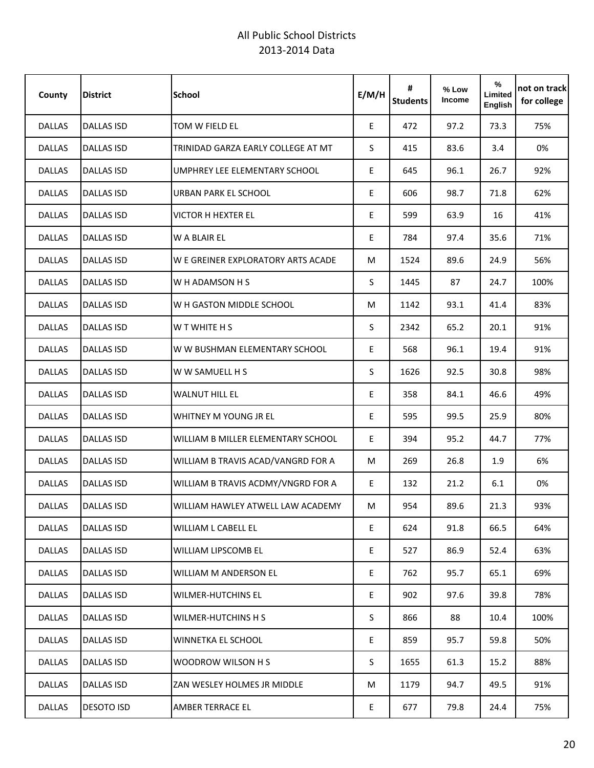All Public School Districts
2013-2014 Data

| County | District | School | E/M/H | # Students | % Low Income | % Limited English | not on track for college |
|---|---|---|---|---|---|---|---|
| DALLAS | DALLAS ISD | TOM W FIELD EL | E | 472 | 97.2 | 73.3 | 75% |
| DALLAS | DALLAS ISD | TRINIDAD GARZA EARLY COLLEGE AT MT | S | 415 | 83.6 | 3.4 | 0% |
| DALLAS | DALLAS ISD | UMPHREY LEE ELEMENTARY SCHOOL | E | 645 | 96.1 | 26.7 | 92% |
| DALLAS | DALLAS ISD | URBAN PARK EL SCHOOL | E | 606 | 98.7 | 71.8 | 62% |
| DALLAS | DALLAS ISD | VICTOR H HEXTER EL | E | 599 | 63.9 | 16 | 41% |
| DALLAS | DALLAS ISD | W A BLAIR EL | E | 784 | 97.4 | 35.6 | 71% |
| DALLAS | DALLAS ISD | W E GREINER EXPLORATORY ARTS ACADE | M | 1524 | 89.6 | 24.9 | 56% |
| DALLAS | DALLAS ISD | W H ADAMSON H S | S | 1445 | 87 | 24.7 | 100% |
| DALLAS | DALLAS ISD | W H GASTON MIDDLE SCHOOL | M | 1142 | 93.1 | 41.4 | 83% |
| DALLAS | DALLAS ISD | W T WHITE H S | S | 2342 | 65.2 | 20.1 | 91% |
| DALLAS | DALLAS ISD | W W BUSHMAN ELEMENTARY SCHOOL | E | 568 | 96.1 | 19.4 | 91% |
| DALLAS | DALLAS ISD | W W SAMUELL H S | S | 1626 | 92.5 | 30.8 | 98% |
| DALLAS | DALLAS ISD | WALNUT HILL EL | E | 358 | 84.1 | 46.6 | 49% |
| DALLAS | DALLAS ISD | WHITNEY M YOUNG JR EL | E | 595 | 99.5 | 25.9 | 80% |
| DALLAS | DALLAS ISD | WILLIAM B MILLER ELEMENTARY SCHOOL | E | 394 | 95.2 | 44.7 | 77% |
| DALLAS | DALLAS ISD | WILLIAM B TRAVIS ACAD/VANGRD FOR A | M | 269 | 26.8 | 1.9 | 6% |
| DALLAS | DALLAS ISD | WILLIAM B TRAVIS ACDMY/VNGRD FOR A | E | 132 | 21.2 | 6.1 | 0% |
| DALLAS | DALLAS ISD | WILLIAM HAWLEY ATWELL LAW ACADEMY | M | 954 | 89.6 | 21.3 | 93% |
| DALLAS | DALLAS ISD | WILLIAM L CABELL EL | E | 624 | 91.8 | 66.5 | 64% |
| DALLAS | DALLAS ISD | WILLIAM LIPSCOMB EL | E | 527 | 86.9 | 52.4 | 63% |
| DALLAS | DALLAS ISD | WILLIAM M ANDERSON EL | E | 762 | 95.7 | 65.1 | 69% |
| DALLAS | DALLAS ISD | WILMER-HUTCHINS EL | E | 902 | 97.6 | 39.8 | 78% |
| DALLAS | DALLAS ISD | WILMER-HUTCHINS H S | S | 866 | 88 | 10.4 | 100% |
| DALLAS | DALLAS ISD | WINNETKA EL SCHOOL | E | 859 | 95.7 | 59.8 | 50% |
| DALLAS | DALLAS ISD | WOODROW WILSON H S | S | 1655 | 61.3 | 15.2 | 88% |
| DALLAS | DALLAS ISD | ZAN WESLEY HOLMES JR MIDDLE | M | 1179 | 94.7 | 49.5 | 91% |
| DALLAS | DESOTO ISD | AMBER TERRACE EL | E | 677 | 79.8 | 24.4 | 75% |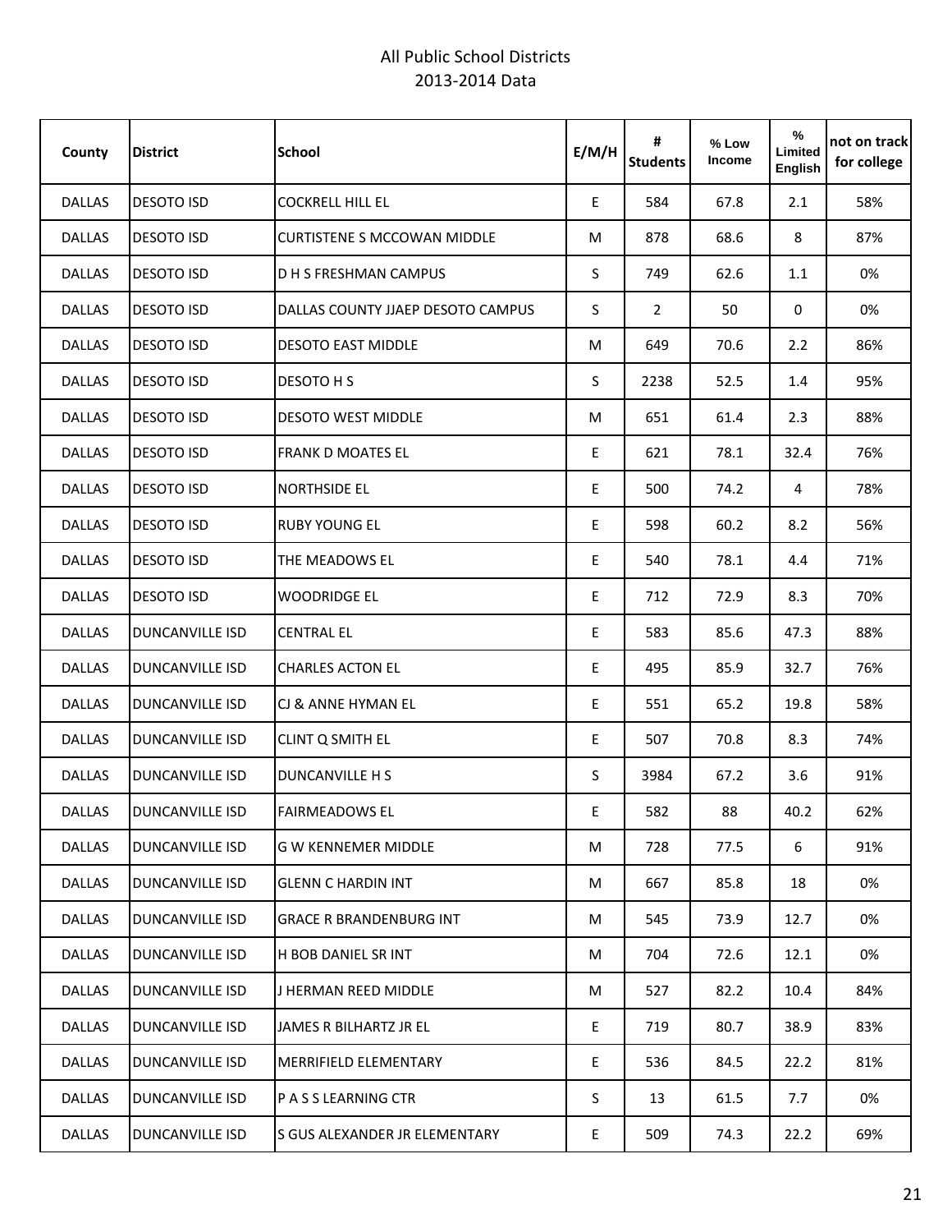# All Public School Districts
## 2013-2014 Data

| County | District | School | E/M/H | # Students | % Low Income | % Limited English | not on track for college |
|---|---|---|---|---|---|---|---|
| DALLAS | DESOTO ISD | COCKRELL HILL EL | E | 584 | 67.8 | 2.1 | 58% |
| DALLAS | DESOTO ISD | CURTISTENE S MCCOWAN MIDDLE | M | 878 | 68.6 | 8 | 87% |
| DALLAS | DESOTO ISD | D H S FRESHMAN CAMPUS | S | 749 | 62.6 | 1.1 | 0% |
| DALLAS | DESOTO ISD | DALLAS COUNTY JJAEP DESOTO CAMPUS | S | 2 | 50 | 0 | 0% |
| DALLAS | DESOTO ISD | DESOTO EAST MIDDLE | M | 649 | 70.6 | 2.2 | 86% |
| DALLAS | DESOTO ISD | DESOTO H S | S | 2238 | 52.5 | 1.4 | 95% |
| DALLAS | DESOTO ISD | DESOTO WEST MIDDLE | M | 651 | 61.4 | 2.3 | 88% |
| DALLAS | DESOTO ISD | FRANK D MOATES EL | E | 621 | 78.1 | 32.4 | 76% |
| DALLAS | DESOTO ISD | NORTHSIDE EL | E | 500 | 74.2 | 4 | 78% |
| DALLAS | DESOTO ISD | RUBY YOUNG EL | E | 598 | 60.2 | 8.2 | 56% |
| DALLAS | DESOTO ISD | THE MEADOWS EL | E | 540 | 78.1 | 4.4 | 71% |
| DALLAS | DESOTO ISD | WOODRIDGE EL | E | 712 | 72.9 | 8.3 | 70% |
| DALLAS | DUNCANVILLE ISD | CENTRAL EL | E | 583 | 85.6 | 47.3 | 88% |
| DALLAS | DUNCANVILLE ISD | CHARLES ACTON EL | E | 495 | 85.9 | 32.7 | 76% |
| DALLAS | DUNCANVILLE ISD | CJ & ANNE HYMAN EL | E | 551 | 65.2 | 19.8 | 58% |
| DALLAS | DUNCANVILLE ISD | CLINT Q SMITH EL | E | 507 | 70.8 | 8.3 | 74% |
| DALLAS | DUNCANVILLE ISD | DUNCANVILLE H S | S | 3984 | 67.2 | 3.6 | 91% |
| DALLAS | DUNCANVILLE ISD | FAIRMEADOWS EL | E | 582 | 88 | 40.2 | 62% |
| DALLAS | DUNCANVILLE ISD | G W KENNEMER MIDDLE | M | 728 | 77.5 | 6 | 91% |
| DALLAS | DUNCANVILLE ISD | GLENN C HARDIN INT | M | 667 | 85.8 | 18 | 0% |
| DALLAS | DUNCANVILLE ISD | GRACE R BRANDENBURG INT | M | 545 | 73.9 | 12.7 | 0% |
| DALLAS | DUNCANVILLE ISD | H BOB DANIEL SR INT | M | 704 | 72.6 | 12.1 | 0% |
| DALLAS | DUNCANVILLE ISD | J HERMAN REED MIDDLE | M | 527 | 82.2 | 10.4 | 84% |
| DALLAS | DUNCANVILLE ISD | JAMES R BILHARTZ JR EL | E | 719 | 80.7 | 38.9 | 83% |
| DALLAS | DUNCANVILLE ISD | MERRIFIELD ELEMENTARY | E | 536 | 84.5 | 22.2 | 81% |
| DALLAS | DUNCANVILLE ISD | P A S S LEARNING CTR | S | 13 | 61.5 | 7.7 | 0% |
| DALLAS | DUNCANVILLE ISD | S GUS ALEXANDER JR ELEMENTARY | E | 509 | 74.3 | 22.2 | 69% |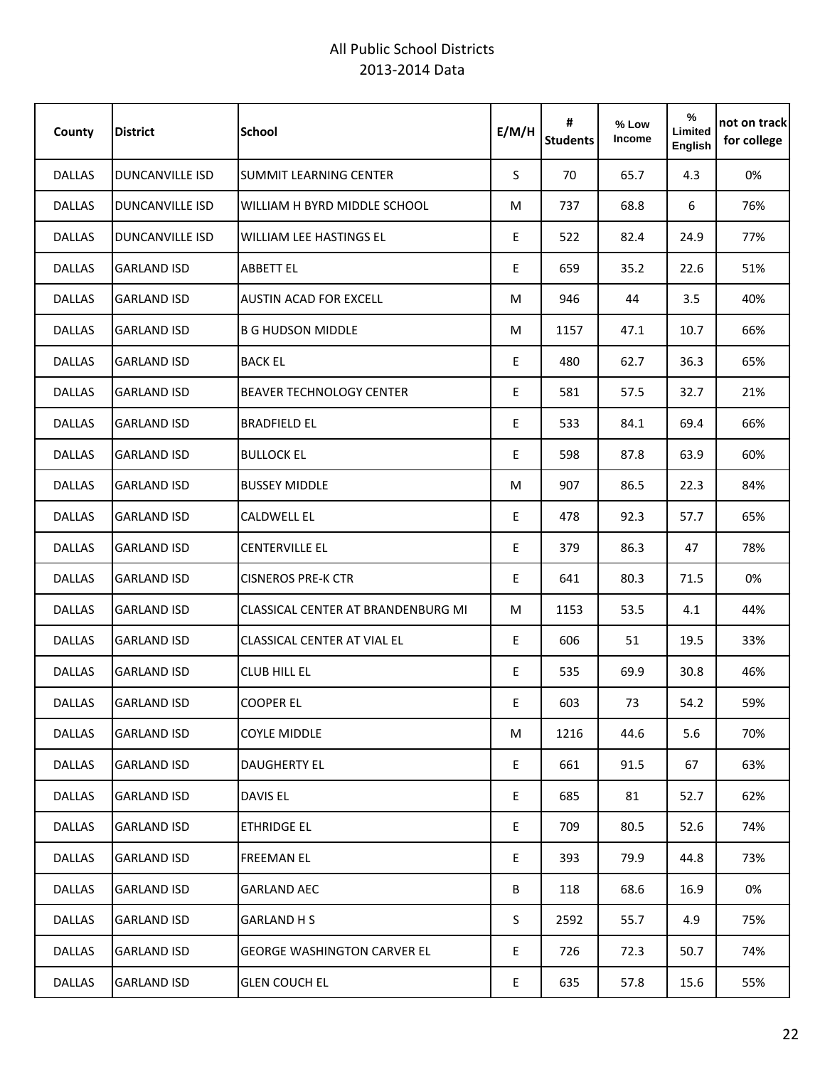All Public School Districts
2013-2014 Data

| County | District | School | E/M/H | # Students | % Low Income | % Limited English | not on track for college |
|---|---|---|---|---|---|---|---|
| DALLAS | DUNCANVILLE ISD | SUMMIT LEARNING CENTER | S | 70 | 65.7 | 4.3 | 0% |
| DALLAS | DUNCANVILLE ISD | WILLIAM H BYRD MIDDLE SCHOOL | M | 737 | 68.8 | 6 | 76% |
| DALLAS | DUNCANVILLE ISD | WILLIAM LEE HASTINGS EL | E | 522 | 82.4 | 24.9 | 77% |
| DALLAS | GARLAND ISD | ABBETT EL | E | 659 | 35.2 | 22.6 | 51% |
| DALLAS | GARLAND ISD | AUSTIN ACAD FOR EXCELL | M | 946 | 44 | 3.5 | 40% |
| DALLAS | GARLAND ISD | B G HUDSON MIDDLE | M | 1157 | 47.1 | 10.7 | 66% |
| DALLAS | GARLAND ISD | BACK EL | E | 480 | 62.7 | 36.3 | 65% |
| DALLAS | GARLAND ISD | BEAVER TECHNOLOGY CENTER | E | 581 | 57.5 | 32.7 | 21% |
| DALLAS | GARLAND ISD | BRADFIELD EL | E | 533 | 84.1 | 69.4 | 66% |
| DALLAS | GARLAND ISD | BULLOCK EL | E | 598 | 87.8 | 63.9 | 60% |
| DALLAS | GARLAND ISD | BUSSEY MIDDLE | M | 907 | 86.5 | 22.3 | 84% |
| DALLAS | GARLAND ISD | CALDWELL EL | E | 478 | 92.3 | 57.7 | 65% |
| DALLAS | GARLAND ISD | CENTERVILLE EL | E | 379 | 86.3 | 47 | 78% |
| DALLAS | GARLAND ISD | CISNEROS PRE-K CTR | E | 641 | 80.3 | 71.5 | 0% |
| DALLAS | GARLAND ISD | CLASSICAL CENTER AT BRANDENBURG MI | M | 1153 | 53.5 | 4.1 | 44% |
| DALLAS | GARLAND ISD | CLASSICAL CENTER AT VIAL EL | E | 606 | 51 | 19.5 | 33% |
| DALLAS | GARLAND ISD | CLUB HILL EL | E | 535 | 69.9 | 30.8 | 46% |
| DALLAS | GARLAND ISD | COOPER EL | E | 603 | 73 | 54.2 | 59% |
| DALLAS | GARLAND ISD | COYLE MIDDLE | M | 1216 | 44.6 | 5.6 | 70% |
| DALLAS | GARLAND ISD | DAUGHERTY EL | E | 661 | 91.5 | 67 | 63% |
| DALLAS | GARLAND ISD | DAVIS EL | E | 685 | 81 | 52.7 | 62% |
| DALLAS | GARLAND ISD | ETHRIDGE EL | E | 709 | 80.5 | 52.6 | 74% |
| DALLAS | GARLAND ISD | FREEMAN EL | E | 393 | 79.9 | 44.8 | 73% |
| DALLAS | GARLAND ISD | GARLAND AEC | B | 118 | 68.6 | 16.9 | 0% |
| DALLAS | GARLAND ISD | GARLAND H S | S | 2592 | 55.7 | 4.9 | 75% |
| DALLAS | GARLAND ISD | GEORGE WASHINGTON CARVER EL | E | 726 | 72.3 | 50.7 | 74% |
| DALLAS | GARLAND ISD | GLEN COUCH EL | E | 635 | 57.8 | 15.6 | 55% |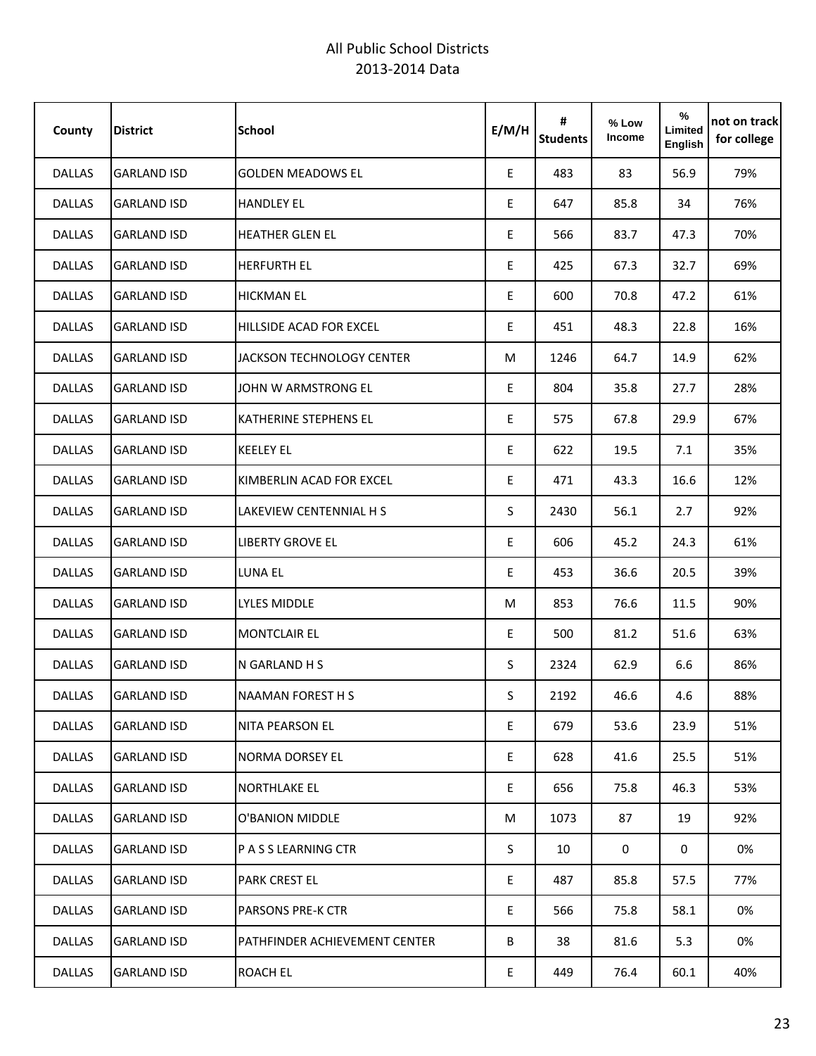All Public School Districts
2013-2014 Data

| County | District | School | E/M/H | # Students | % Low Income | % Limited English | not on track for college |
|---|---|---|---|---|---|---|---|
| DALLAS | GARLAND ISD | GOLDEN MEADOWS EL | E | 483 | 83 | 56.9 | 79% |
| DALLAS | GARLAND ISD | HANDLEY EL | E | 647 | 85.8 | 34 | 76% |
| DALLAS | GARLAND ISD | HEATHER GLEN EL | E | 566 | 83.7 | 47.3 | 70% |
| DALLAS | GARLAND ISD | HERFURTH EL | E | 425 | 67.3 | 32.7 | 69% |
| DALLAS | GARLAND ISD | HICKMAN EL | E | 600 | 70.8 | 47.2 | 61% |
| DALLAS | GARLAND ISD | HILLSIDE ACAD FOR EXCEL | E | 451 | 48.3 | 22.8 | 16% |
| DALLAS | GARLAND ISD | JACKSON TECHNOLOGY CENTER | M | 1246 | 64.7 | 14.9 | 62% |
| DALLAS | GARLAND ISD | JOHN W ARMSTRONG EL | E | 804 | 35.8 | 27.7 | 28% |
| DALLAS | GARLAND ISD | KATHERINE STEPHENS EL | E | 575 | 67.8 | 29.9 | 67% |
| DALLAS | GARLAND ISD | KEELEY EL | E | 622 | 19.5 | 7.1 | 35% |
| DALLAS | GARLAND ISD | KIMBERLIN ACAD FOR EXCEL | E | 471 | 43.3 | 16.6 | 12% |
| DALLAS | GARLAND ISD | LAKEVIEW CENTENNIAL H S | S | 2430 | 56.1 | 2.7 | 92% |
| DALLAS | GARLAND ISD | LIBERTY GROVE EL | E | 606 | 45.2 | 24.3 | 61% |
| DALLAS | GARLAND ISD | LUNA EL | E | 453 | 36.6 | 20.5 | 39% |
| DALLAS | GARLAND ISD | LYLES MIDDLE | M | 853 | 76.6 | 11.5 | 90% |
| DALLAS | GARLAND ISD | MONTCLAIR EL | E | 500 | 81.2 | 51.6 | 63% |
| DALLAS | GARLAND ISD | N GARLAND H S | S | 2324 | 62.9 | 6.6 | 86% |
| DALLAS | GARLAND ISD | NAAMAN FOREST H S | S | 2192 | 46.6 | 4.6 | 88% |
| DALLAS | GARLAND ISD | NITA PEARSON EL | E | 679 | 53.6 | 23.9 | 51% |
| DALLAS | GARLAND ISD | NORMA DORSEY EL | E | 628 | 41.6 | 25.5 | 51% |
| DALLAS | GARLAND ISD | NORTHLAKE EL | E | 656 | 75.8 | 46.3 | 53% |
| DALLAS | GARLAND ISD | O'BANION MIDDLE | M | 1073 | 87 | 19 | 92% |
| DALLAS | GARLAND ISD | P A S S LEARNING CTR | S | 10 | 0 | 0 | 0% |
| DALLAS | GARLAND ISD | PARK CREST EL | E | 487 | 85.8 | 57.5 | 77% |
| DALLAS | GARLAND ISD | PARSONS PRE-K CTR | E | 566 | 75.8 | 58.1 | 0% |
| DALLAS | GARLAND ISD | PATHFINDER ACHIEVEMENT CENTER | B | 38 | 81.6 | 5.3 | 0% |
| DALLAS | GARLAND ISD | ROACH EL | E | 449 | 76.4 | 60.1 | 40% |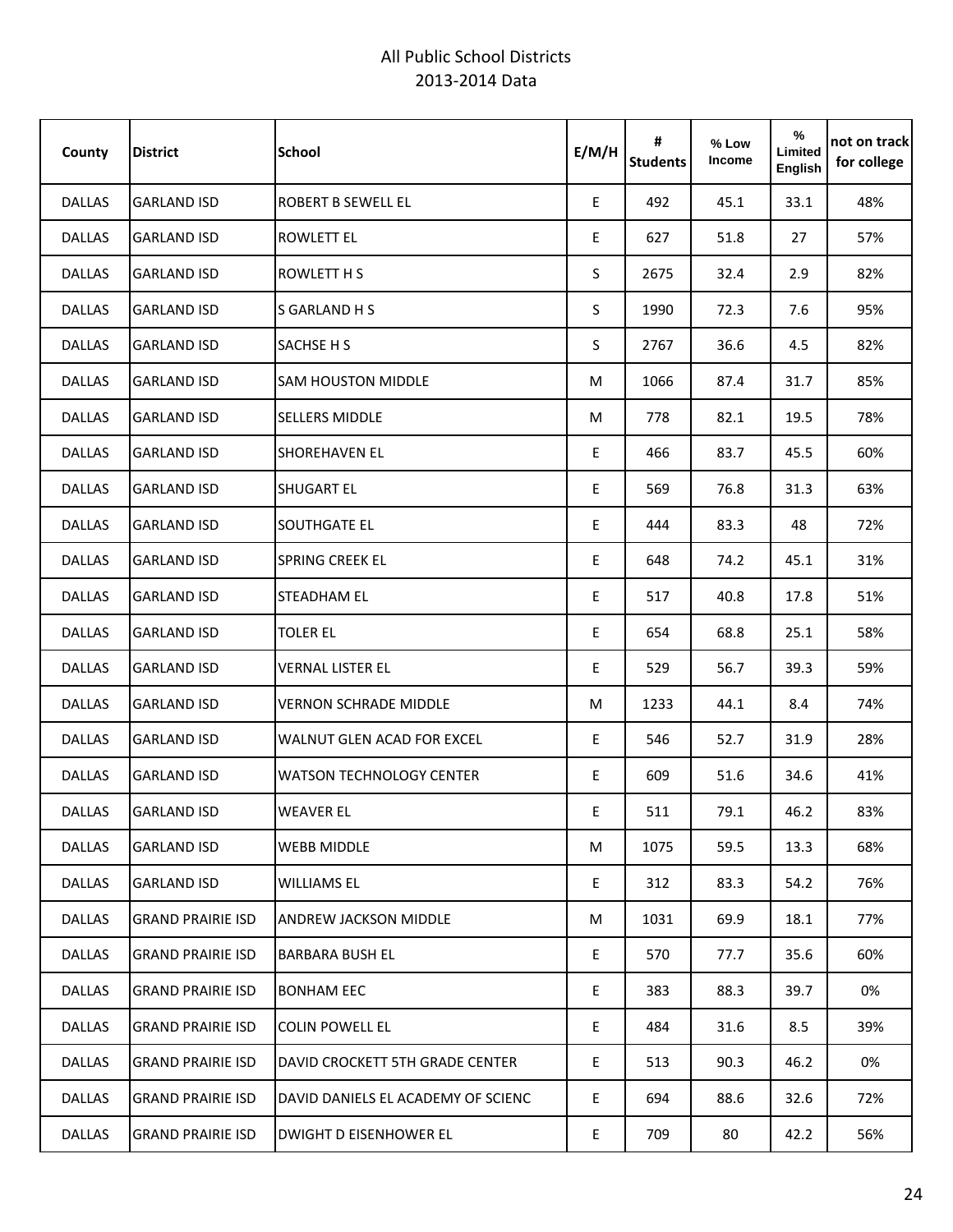All Public School Districts
2013-2014 Data

| County | District | School | E/M/H | # Students | % Low Income | % Limited English | not on track for college |
|---|---|---|---|---|---|---|---|
| DALLAS | GARLAND ISD | ROBERT B SEWELL EL | E | 492 | 45.1 | 33.1 | 48% |
| DALLAS | GARLAND ISD | ROWLETT EL | E | 627 | 51.8 | 27 | 57% |
| DALLAS | GARLAND ISD | ROWLETT H S | S | 2675 | 32.4 | 2.9 | 82% |
| DALLAS | GARLAND ISD | S GARLAND H S | S | 1990 | 72.3 | 7.6 | 95% |
| DALLAS | GARLAND ISD | SACHSE H S | S | 2767 | 36.6 | 4.5 | 82% |
| DALLAS | GARLAND ISD | SAM HOUSTON MIDDLE | M | 1066 | 87.4 | 31.7 | 85% |
| DALLAS | GARLAND ISD | SELLERS MIDDLE | M | 778 | 82.1 | 19.5 | 78% |
| DALLAS | GARLAND ISD | SHOREHAVEN EL | E | 466 | 83.7 | 45.5 | 60% |
| DALLAS | GARLAND ISD | SHUGART EL | E | 569 | 76.8 | 31.3 | 63% |
| DALLAS | GARLAND ISD | SOUTHGATE EL | E | 444 | 83.3 | 48 | 72% |
| DALLAS | GARLAND ISD | SPRING CREEK EL | E | 648 | 74.2 | 45.1 | 31% |
| DALLAS | GARLAND ISD | STEADHAM EL | E | 517 | 40.8 | 17.8 | 51% |
| DALLAS | GARLAND ISD | TOLER EL | E | 654 | 68.8 | 25.1 | 58% |
| DALLAS | GARLAND ISD | VERNAL LISTER EL | E | 529 | 56.7 | 39.3 | 59% |
| DALLAS | GARLAND ISD | VERNON SCHRADE MIDDLE | M | 1233 | 44.1 | 8.4 | 74% |
| DALLAS | GARLAND ISD | WALNUT GLEN ACAD FOR EXCEL | E | 546 | 52.7 | 31.9 | 28% |
| DALLAS | GARLAND ISD | WATSON TECHNOLOGY CENTER | E | 609 | 51.6 | 34.6 | 41% |
| DALLAS | GARLAND ISD | WEAVER EL | E | 511 | 79.1 | 46.2 | 83% |
| DALLAS | GARLAND ISD | WEBB MIDDLE | M | 1075 | 59.5 | 13.3 | 68% |
| DALLAS | GARLAND ISD | WILLIAMS EL | E | 312 | 83.3 | 54.2 | 76% |
| DALLAS | GRAND PRAIRIE ISD | ANDREW JACKSON MIDDLE | M | 1031 | 69.9 | 18.1 | 77% |
| DALLAS | GRAND PRAIRIE ISD | BARBARA BUSH EL | E | 570 | 77.7 | 35.6 | 60% |
| DALLAS | GRAND PRAIRIE ISD | BONHAM EEC | E | 383 | 88.3 | 39.7 | 0% |
| DALLAS | GRAND PRAIRIE ISD | COLIN POWELL EL | E | 484 | 31.6 | 8.5 | 39% |
| DALLAS | GRAND PRAIRIE ISD | DAVID CROCKETT 5TH GRADE CENTER | E | 513 | 90.3 | 46.2 | 0% |
| DALLAS | GRAND PRAIRIE ISD | DAVID DANIELS EL ACADEMY OF SCIENC | E | 694 | 88.6 | 32.6 | 72% |
| DALLAS | GRAND PRAIRIE ISD | DWIGHT D EISENHOWER EL | E | 709 | 80 | 42.2 | 56% |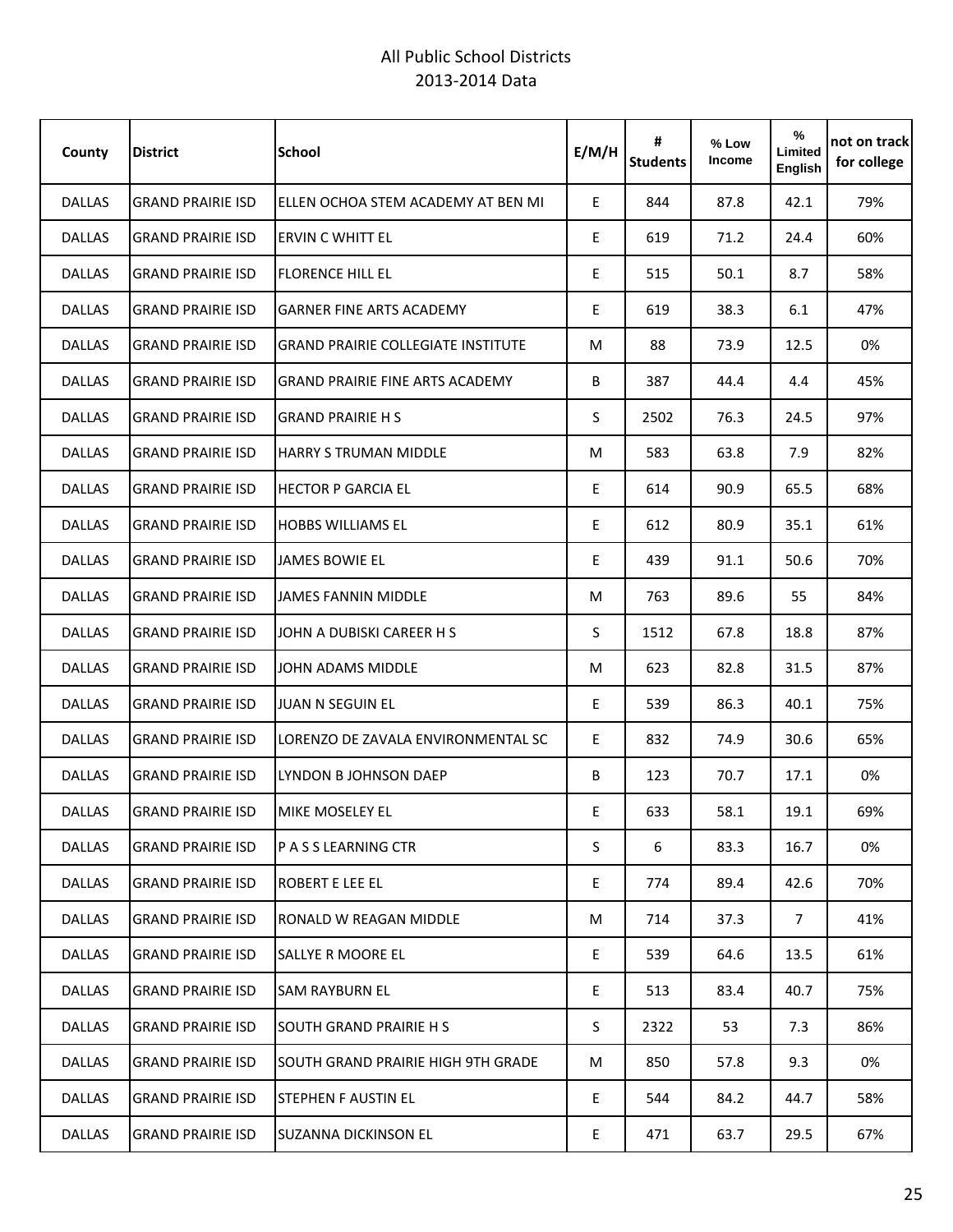# All Public School Districts
## 2013-2014 Data

| County | District | School | E/M/H | # Students | % Low Income | % Limited English | not on track for college |
|---|---|---|---|---|---|---|---|
| DALLAS | GRAND PRAIRIE ISD | ELLEN OCHOA STEM ACADEMY AT BEN MI | E | 844 | 87.8 | 42.1 | 79% |
| DALLAS | GRAND PRAIRIE ISD | ERVIN C WHITT EL | E | 619 | 71.2 | 24.4 | 60% |
| DALLAS | GRAND PRAIRIE ISD | FLORENCE HILL EL | E | 515 | 50.1 | 8.7 | 58% |
| DALLAS | GRAND PRAIRIE ISD | GARNER FINE ARTS ACADEMY | E | 619 | 38.3 | 6.1 | 47% |
| DALLAS | GRAND PRAIRIE ISD | GRAND PRAIRIE COLLEGIATE INSTITUTE | M | 88 | 73.9 | 12.5 | 0% |
| DALLAS | GRAND PRAIRIE ISD | GRAND PRAIRIE FINE ARTS ACADEMY | B | 387 | 44.4 | 4.4 | 45% |
| DALLAS | GRAND PRAIRIE ISD | GRAND PRAIRIE H S | S | 2502 | 76.3 | 24.5 | 97% |
| DALLAS | GRAND PRAIRIE ISD | HARRY S TRUMAN MIDDLE | M | 583 | 63.8 | 7.9 | 82% |
| DALLAS | GRAND PRAIRIE ISD | HECTOR P GARCIA EL | E | 614 | 90.9 | 65.5 | 68% |
| DALLAS | GRAND PRAIRIE ISD | HOBBS WILLIAMS EL | E | 612 | 80.9 | 35.1 | 61% |
| DALLAS | GRAND PRAIRIE ISD | JAMES BOWIE EL | E | 439 | 91.1 | 50.6 | 70% |
| DALLAS | GRAND PRAIRIE ISD | JAMES FANNIN MIDDLE | M | 763 | 89.6 | 55 | 84% |
| DALLAS | GRAND PRAIRIE ISD | JOHN A DUBISKI CAREER H S | S | 1512 | 67.8 | 18.8 | 87% |
| DALLAS | GRAND PRAIRIE ISD | JOHN ADAMS MIDDLE | M | 623 | 82.8 | 31.5 | 87% |
| DALLAS | GRAND PRAIRIE ISD | JUAN N SEGUIN EL | E | 539 | 86.3 | 40.1 | 75% |
| DALLAS | GRAND PRAIRIE ISD | LORENZO DE ZAVALA ENVIRONMENTAL SC | E | 832 | 74.9 | 30.6 | 65% |
| DALLAS | GRAND PRAIRIE ISD | LYNDON B JOHNSON DAEP | B | 123 | 70.7 | 17.1 | 0% |
| DALLAS | GRAND PRAIRIE ISD | MIKE MOSELEY EL | E | 633 | 58.1 | 19.1 | 69% |
| DALLAS | GRAND PRAIRIE ISD | P A S S LEARNING CTR | S | 6 | 83.3 | 16.7 | 0% |
| DALLAS | GRAND PRAIRIE ISD | ROBERT E LEE EL | E | 774 | 89.4 | 42.6 | 70% |
| DALLAS | GRAND PRAIRIE ISD | RONALD W REAGAN MIDDLE | M | 714 | 37.3 | 7 | 41% |
| DALLAS | GRAND PRAIRIE ISD | SALLYE R MOORE EL | E | 539 | 64.6 | 13.5 | 61% |
| DALLAS | GRAND PRAIRIE ISD | SAM RAYBURN EL | E | 513 | 83.4 | 40.7 | 75% |
| DALLAS | GRAND PRAIRIE ISD | SOUTH GRAND PRAIRIE H S | S | 2322 | 53 | 7.3 | 86% |
| DALLAS | GRAND PRAIRIE ISD | SOUTH GRAND PRAIRIE HIGH 9TH GRADE | M | 850 | 57.8 | 9.3 | 0% |
| DALLAS | GRAND PRAIRIE ISD | STEPHEN F AUSTIN EL | E | 544 | 84.2 | 44.7 | 58% |
| DALLAS | GRAND PRAIRIE ISD | SUZANNA DICKINSON EL | E | 471 | 63.7 | 29.5 | 67% |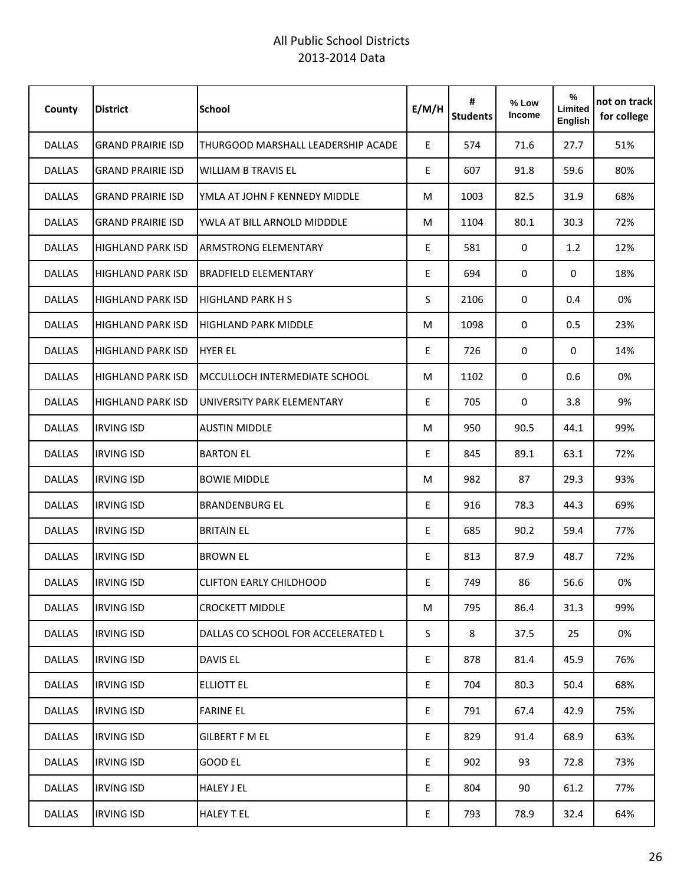All Public School Districts
2013-2014 Data

| County | District | School | E/M/H | # Students | % Low Income | % Limited English | not on track for college |
|---|---|---|---|---|---|---|---|
| DALLAS | GRAND PRAIRIE ISD | THURGOOD MARSHALL LEADERSHIP ACADE | E | 574 | 71.6 | 27.7 | 51% |
| DALLAS | GRAND PRAIRIE ISD | WILLIAM B TRAVIS EL | E | 607 | 91.8 | 59.6 | 80% |
| DALLAS | GRAND PRAIRIE ISD | YMLA AT JOHN F KENNEDY MIDDLE | M | 1003 | 82.5 | 31.9 | 68% |
| DALLAS | GRAND PRAIRIE ISD | YWLA AT BILL ARNOLD MIDDDLE | M | 1104 | 80.1 | 30.3 | 72% |
| DALLAS | HIGHLAND PARK ISD | ARMSTRONG ELEMENTARY | E | 581 | 0 | 1.2 | 12% |
| DALLAS | HIGHLAND PARK ISD | BRADFIELD ELEMENTARY | E | 694 | 0 | 0 | 18% |
| DALLAS | HIGHLAND PARK ISD | HIGHLAND PARK H S | S | 2106 | 0 | 0.4 | 0% |
| DALLAS | HIGHLAND PARK ISD | HIGHLAND PARK MIDDLE | M | 1098 | 0 | 0.5 | 23% |
| DALLAS | HIGHLAND PARK ISD | HYER EL | E | 726 | 0 | 0 | 14% |
| DALLAS | HIGHLAND PARK ISD | MCCULLOCH INTERMEDIATE SCHOOL | M | 1102 | 0 | 0.6 | 0% |
| DALLAS | HIGHLAND PARK ISD | UNIVERSITY PARK ELEMENTARY | E | 705 | 0 | 3.8 | 9% |
| DALLAS | IRVING ISD | AUSTIN MIDDLE | M | 950 | 90.5 | 44.1 | 99% |
| DALLAS | IRVING ISD | BARTON EL | E | 845 | 89.1 | 63.1 | 72% |
| DALLAS | IRVING ISD | BOWIE MIDDLE | M | 982 | 87 | 29.3 | 93% |
| DALLAS | IRVING ISD | BRANDENBURG EL | E | 916 | 78.3 | 44.3 | 69% |
| DALLAS | IRVING ISD | BRITAIN EL | E | 685 | 90.2 | 59.4 | 77% |
| DALLAS | IRVING ISD | BROWN EL | E | 813 | 87.9 | 48.7 | 72% |
| DALLAS | IRVING ISD | CLIFTON EARLY CHILDHOOD | E | 749 | 86 | 56.6 | 0% |
| DALLAS | IRVING ISD | CROCKETT MIDDLE | M | 795 | 86.4 | 31.3 | 99% |
| DALLAS | IRVING ISD | DALLAS CO SCHOOL FOR ACCELERATED L | S | 8 | 37.5 | 25 | 0% |
| DALLAS | IRVING ISD | DAVIS EL | E | 878 | 81.4 | 45.9 | 76% |
| DALLAS | IRVING ISD | ELLIOTT EL | E | 704 | 80.3 | 50.4 | 68% |
| DALLAS | IRVING ISD | FARINE EL | E | 791 | 67.4 | 42.9 | 75% |
| DALLAS | IRVING ISD | GILBERT F M EL | E | 829 | 91.4 | 68.9 | 63% |
| DALLAS | IRVING ISD | GOOD EL | E | 902 | 93 | 72.8 | 73% |
| DALLAS | IRVING ISD | HALEY J EL | E | 804 | 90 | 61.2 | 77% |
| DALLAS | IRVING ISD | HALEY T EL | E | 793 | 78.9 | 32.4 | 64% |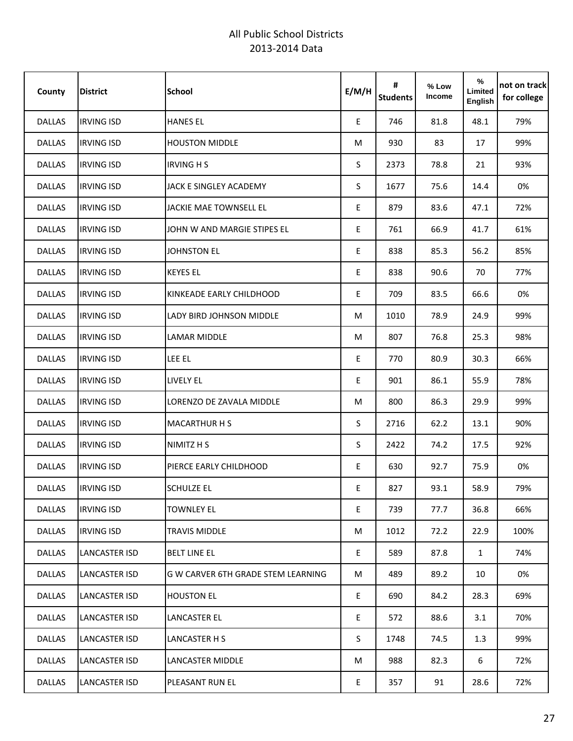All Public School Districts
2013-2014 Data

| County | District | School | E/M/H | # Students | % Low Income | % Limited English | not on track for college |
|---|---|---|---|---|---|---|---|
| DALLAS | IRVING ISD | HANES EL | E | 746 | 81.8 | 48.1 | 79% |
| DALLAS | IRVING ISD | HOUSTON MIDDLE | M | 930 | 83 | 17 | 99% |
| DALLAS | IRVING ISD | IRVING H S | S | 2373 | 78.8 | 21 | 93% |
| DALLAS | IRVING ISD | JACK E SINGLEY ACADEMY | S | 1677 | 75.6 | 14.4 | 0% |
| DALLAS | IRVING ISD | JACKIE MAE TOWNSELL EL | E | 879 | 83.6 | 47.1 | 72% |
| DALLAS | IRVING ISD | JOHN W AND MARGIE STIPES EL | E | 761 | 66.9 | 41.7 | 61% |
| DALLAS | IRVING ISD | JOHNSTON EL | E | 838 | 85.3 | 56.2 | 85% |
| DALLAS | IRVING ISD | KEYES EL | E | 838 | 90.6 | 70 | 77% |
| DALLAS | IRVING ISD | KINKEADE EARLY CHILDHOOD | E | 709 | 83.5 | 66.6 | 0% |
| DALLAS | IRVING ISD | LADY BIRD JOHNSON MIDDLE | M | 1010 | 78.9 | 24.9 | 99% |
| DALLAS | IRVING ISD | LAMAR MIDDLE | M | 807 | 76.8 | 25.3 | 98% |
| DALLAS | IRVING ISD | LEE EL | E | 770 | 80.9 | 30.3 | 66% |
| DALLAS | IRVING ISD | LIVELY EL | E | 901 | 86.1 | 55.9 | 78% |
| DALLAS | IRVING ISD | LORENZO DE ZAVALA MIDDLE | M | 800 | 86.3 | 29.9 | 99% |
| DALLAS | IRVING ISD | MACARTHUR H S | S | 2716 | 62.2 | 13.1 | 90% |
| DALLAS | IRVING ISD | NIMITZ H S | S | 2422 | 74.2 | 17.5 | 92% |
| DALLAS | IRVING ISD | PIERCE EARLY CHILDHOOD | E | 630 | 92.7 | 75.9 | 0% |
| DALLAS | IRVING ISD | SCHULZE EL | E | 827 | 93.1 | 58.9 | 79% |
| DALLAS | IRVING ISD | TOWNLEY EL | E | 739 | 77.7 | 36.8 | 66% |
| DALLAS | IRVING ISD | TRAVIS MIDDLE | M | 1012 | 72.2 | 22.9 | 100% |
| DALLAS | LANCASTER ISD | BELT LINE EL | E | 589 | 87.8 | 1 | 74% |
| DALLAS | LANCASTER ISD | G W CARVER 6TH GRADE STEM LEARNING | M | 489 | 89.2 | 10 | 0% |
| DALLAS | LANCASTER ISD | HOUSTON EL | E | 690 | 84.2 | 28.3 | 69% |
| DALLAS | LANCASTER ISD | LANCASTER EL | E | 572 | 88.6 | 3.1 | 70% |
| DALLAS | LANCASTER ISD | LANCASTER H S | S | 1748 | 74.5 | 1.3 | 99% |
| DALLAS | LANCASTER ISD | LANCASTER MIDDLE | M | 988 | 82.3 | 6 | 72% |
| DALLAS | LANCASTER ISD | PLEASANT RUN EL | E | 357 | 91 | 28.6 | 72% |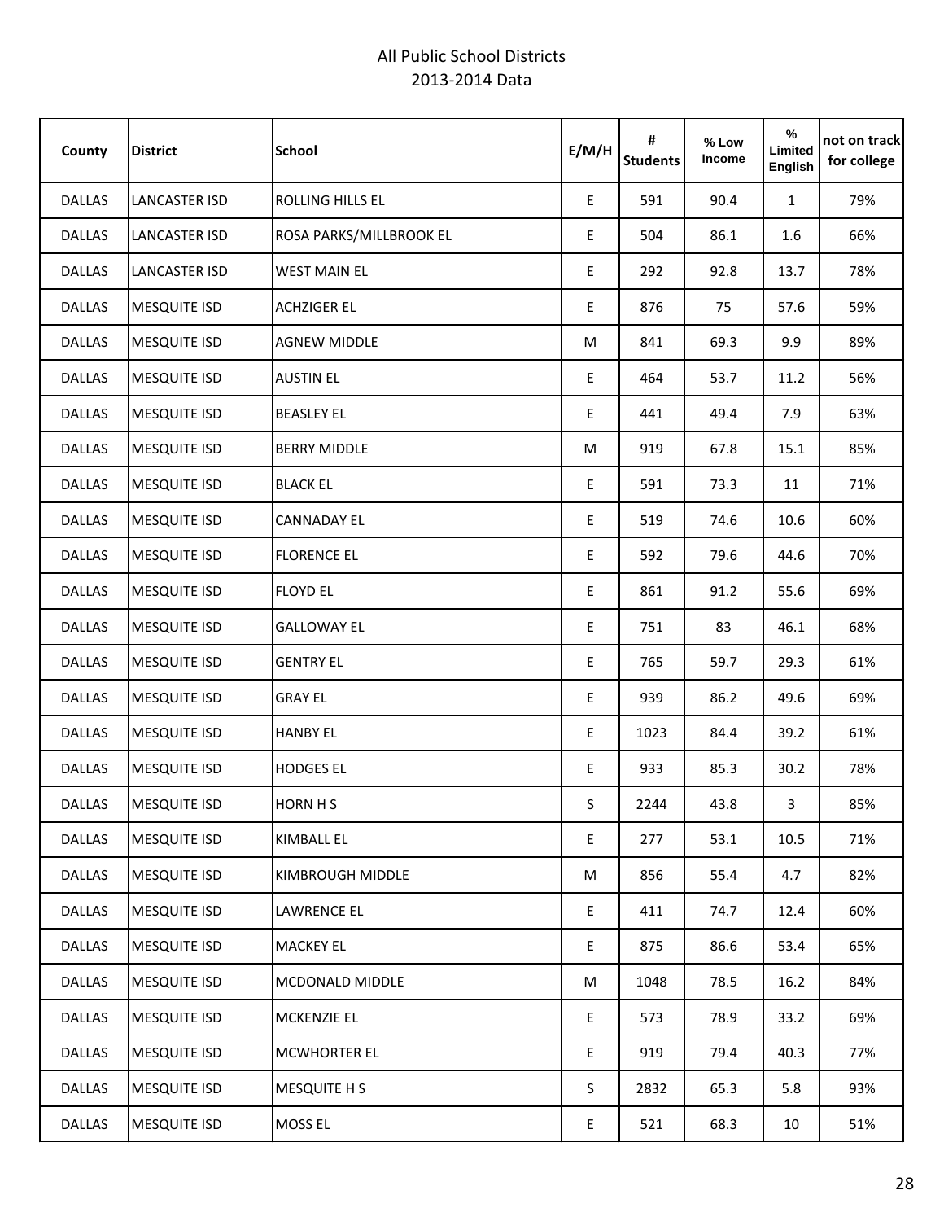# All Public School Districts
## 2013-2014 Data

| County | District | School | E/M/H | # Students | % Low Income | % Limited English | not on track for college |
|---|---|---|---|---|---|---|---|
| DALLAS | LANCASTER ISD | ROLLING HILLS EL | E | 591 | 90.4 | 1 | 79% |
| DALLAS | LANCASTER ISD | ROSA PARKS/MILLBROOK EL | E | 504 | 86.1 | 1.6 | 66% |
| DALLAS | LANCASTER ISD | WEST MAIN EL | E | 292 | 92.8 | 13.7 | 78% |
| DALLAS | MESQUITE ISD | ACHZIGER EL | E | 876 | 75 | 57.6 | 59% |
| DALLAS | MESQUITE ISD | AGNEW MIDDLE | M | 841 | 69.3 | 9.9 | 89% |
| DALLAS | MESQUITE ISD | AUSTIN EL | E | 464 | 53.7 | 11.2 | 56% |
| DALLAS | MESQUITE ISD | BEASLEY EL | E | 441 | 49.4 | 7.9 | 63% |
| DALLAS | MESQUITE ISD | BERRY MIDDLE | M | 919 | 67.8 | 15.1 | 85% |
| DALLAS | MESQUITE ISD | BLACK EL | E | 591 | 73.3 | 11 | 71% |
| DALLAS | MESQUITE ISD | CANNADAY EL | E | 519 | 74.6 | 10.6 | 60% |
| DALLAS | MESQUITE ISD | FLORENCE EL | E | 592 | 79.6 | 44.6 | 70% |
| DALLAS | MESQUITE ISD | FLOYD EL | E | 861 | 91.2 | 55.6 | 69% |
| DALLAS | MESQUITE ISD | GALLOWAY EL | E | 751 | 83 | 46.1 | 68% |
| DALLAS | MESQUITE ISD | GENTRY EL | E | 765 | 59.7 | 29.3 | 61% |
| DALLAS | MESQUITE ISD | GRAY EL | E | 939 | 86.2 | 49.6 | 69% |
| DALLAS | MESQUITE ISD | HANBY EL | E | 1023 | 84.4 | 39.2 | 61% |
| DALLAS | MESQUITE ISD | HODGES EL | E | 933 | 85.3 | 30.2 | 78% |
| DALLAS | MESQUITE ISD | HORN H S | S | 2244 | 43.8 | 3 | 85% |
| DALLAS | MESQUITE ISD | KIMBALL EL | E | 277 | 53.1 | 10.5 | 71% |
| DALLAS | MESQUITE ISD | KIMBROUGH MIDDLE | M | 856 | 55.4 | 4.7 | 82% |
| DALLAS | MESQUITE ISD | LAWRENCE EL | E | 411 | 74.7 | 12.4 | 60% |
| DALLAS | MESQUITE ISD | MACKEY EL | E | 875 | 86.6 | 53.4 | 65% |
| DALLAS | MESQUITE ISD | MCDONALD MIDDLE | M | 1048 | 78.5 | 16.2 | 84% |
| DALLAS | MESQUITE ISD | MCKENZIE EL | E | 573 | 78.9 | 33.2 | 69% |
| DALLAS | MESQUITE ISD | MCWHORTER EL | E | 919 | 79.4 | 40.3 | 77% |
| DALLAS | MESQUITE ISD | MESQUITE H S | S | 2832 | 65.3 | 5.8 | 93% |
| DALLAS | MESQUITE ISD | MOSS EL | E | 521 | 68.3 | 10 | 51% |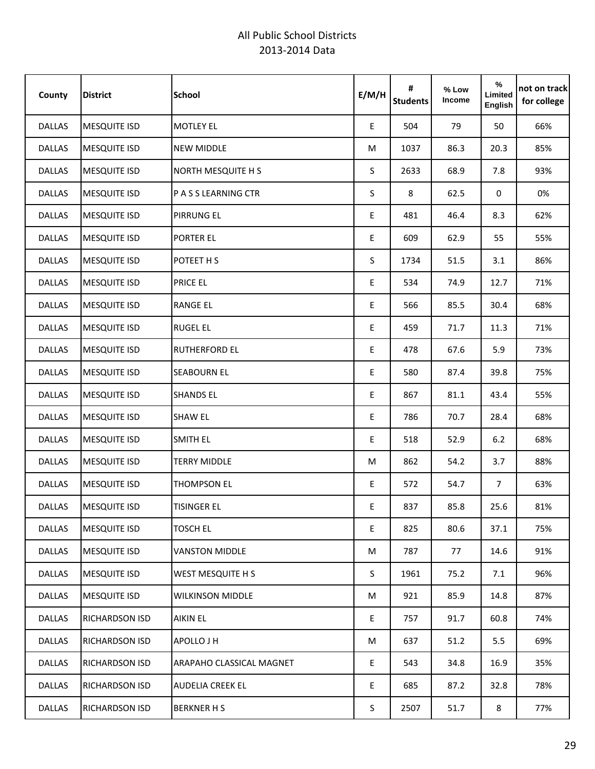# All Public School Districts
## 2013-2014 Data

| County | District | School | E/M/H | # Students | % Low Income | % Limited English | not on track for college |
|---|---|---|---|---|---|---|---|
| DALLAS | MESQUITE ISD | MOTLEY EL | E | 504 | 79 | 50 | 66% |
| DALLAS | MESQUITE ISD | NEW MIDDLE | M | 1037 | 86.3 | 20.3 | 85% |
| DALLAS | MESQUITE ISD | NORTH MESQUITE H S | S | 2633 | 68.9 | 7.8 | 93% |
| DALLAS | MESQUITE ISD | P A S S LEARNING CTR | S | 8 | 62.5 | 0 | 0% |
| DALLAS | MESQUITE ISD | PIRRUNG EL | E | 481 | 46.4 | 8.3 | 62% |
| DALLAS | MESQUITE ISD | PORTER EL | E | 609 | 62.9 | 55 | 55% |
| DALLAS | MESQUITE ISD | POTEET H S | S | 1734 | 51.5 | 3.1 | 86% |
| DALLAS | MESQUITE ISD | PRICE EL | E | 534 | 74.9 | 12.7 | 71% |
| DALLAS | MESQUITE ISD | RANGE EL | E | 566 | 85.5 | 30.4 | 68% |
| DALLAS | MESQUITE ISD | RUGEL EL | E | 459 | 71.7 | 11.3 | 71% |
| DALLAS | MESQUITE ISD | RUTHERFORD EL | E | 478 | 67.6 | 5.9 | 73% |
| DALLAS | MESQUITE ISD | SEABOURN EL | E | 580 | 87.4 | 39.8 | 75% |
| DALLAS | MESQUITE ISD | SHANDS EL | E | 867 | 81.1 | 43.4 | 55% |
| DALLAS | MESQUITE ISD | SHAW EL | E | 786 | 70.7 | 28.4 | 68% |
| DALLAS | MESQUITE ISD | SMITH EL | E | 518 | 52.9 | 6.2 | 68% |
| DALLAS | MESQUITE ISD | TERRY MIDDLE | M | 862 | 54.2 | 3.7 | 88% |
| DALLAS | MESQUITE ISD | THOMPSON EL | E | 572 | 54.7 | 7 | 63% |
| DALLAS | MESQUITE ISD | TISINGER EL | E | 837 | 85.8 | 25.6 | 81% |
| DALLAS | MESQUITE ISD | TOSCH EL | E | 825 | 80.6 | 37.1 | 75% |
| DALLAS | MESQUITE ISD | VANSTON MIDDLE | M | 787 | 77 | 14.6 | 91% |
| DALLAS | MESQUITE ISD | WEST MESQUITE H S | S | 1961 | 75.2 | 7.1 | 96% |
| DALLAS | MESQUITE ISD | WILKINSON MIDDLE | M | 921 | 85.9 | 14.8 | 87% |
| DALLAS | RICHARDSON ISD | AIKIN EL | E | 757 | 91.7 | 60.8 | 74% |
| DALLAS | RICHARDSON ISD | APOLLO J H | M | 637 | 51.2 | 5.5 | 69% |
| DALLAS | RICHARDSON ISD | ARAPAHO CLASSICAL MAGNET | E | 543 | 34.8 | 16.9 | 35% |
| DALLAS | RICHARDSON ISD | AUDELIA CREEK EL | E | 685 | 87.2 | 32.8 | 78% |
| DALLAS | RICHARDSON ISD | BERKNER H S | S | 2507 | 51.7 | 8 | 77% |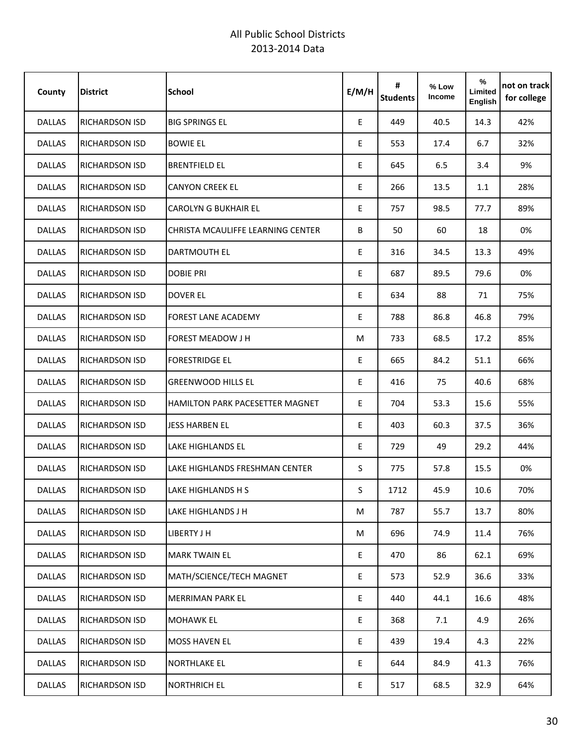All Public School Districts
2013-2014 Data

| County | District | School | E/M/H | # Students | % Low Income | % Limited English | not on track for college |
|---|---|---|---|---|---|---|---|
| DALLAS | RICHARDSON ISD | BIG SPRINGS EL | E | 449 | 40.5 | 14.3 | 42% |
| DALLAS | RICHARDSON ISD | BOWIE EL | E | 553 | 17.4 | 6.7 | 32% |
| DALLAS | RICHARDSON ISD | BRENTFIELD EL | E | 645 | 6.5 | 3.4 | 9% |
| DALLAS | RICHARDSON ISD | CANYON CREEK EL | E | 266 | 13.5 | 1.1 | 28% |
| DALLAS | RICHARDSON ISD | CAROLYN G BUKHAIR EL | E | 757 | 98.5 | 77.7 | 89% |
| DALLAS | RICHARDSON ISD | CHRISTA MCAULIFFE LEARNING CENTER | B | 50 | 60 | 18 | 0% |
| DALLAS | RICHARDSON ISD | DARTMOUTH EL | E | 316 | 34.5 | 13.3 | 49% |
| DALLAS | RICHARDSON ISD | DOBIE PRI | E | 687 | 89.5 | 79.6 | 0% |
| DALLAS | RICHARDSON ISD | DOVER EL | E | 634 | 88 | 71 | 75% |
| DALLAS | RICHARDSON ISD | FOREST LANE ACADEMY | E | 788 | 86.8 | 46.8 | 79% |
| DALLAS | RICHARDSON ISD | FOREST MEADOW J H | M | 733 | 68.5 | 17.2 | 85% |
| DALLAS | RICHARDSON ISD | FORESTRIDGE EL | E | 665 | 84.2 | 51.1 | 66% |
| DALLAS | RICHARDSON ISD | GREENWOOD HILLS EL | E | 416 | 75 | 40.6 | 68% |
| DALLAS | RICHARDSON ISD | HAMILTON PARK PACESETTER MAGNET | E | 704 | 53.3 | 15.6 | 55% |
| DALLAS | RICHARDSON ISD | JESS HARBEN EL | E | 403 | 60.3 | 37.5 | 36% |
| DALLAS | RICHARDSON ISD | LAKE HIGHLANDS EL | E | 729 | 49 | 29.2 | 44% |
| DALLAS | RICHARDSON ISD | LAKE HIGHLANDS FRESHMAN CENTER | S | 775 | 57.8 | 15.5 | 0% |
| DALLAS | RICHARDSON ISD | LAKE HIGHLANDS H S | S | 1712 | 45.9 | 10.6 | 70% |
| DALLAS | RICHARDSON ISD | LAKE HIGHLANDS J H | M | 787 | 55.7 | 13.7 | 80% |
| DALLAS | RICHARDSON ISD | LIBERTY J H | M | 696 | 74.9 | 11.4 | 76% |
| DALLAS | RICHARDSON ISD | MARK TWAIN EL | E | 470 | 86 | 62.1 | 69% |
| DALLAS | RICHARDSON ISD | MATH/SCIENCE/TECH MAGNET | E | 573 | 52.9 | 36.6 | 33% |
| DALLAS | RICHARDSON ISD | MERRIMAN PARK EL | E | 440 | 44.1 | 16.6 | 48% |
| DALLAS | RICHARDSON ISD | MOHAWK EL | E | 368 | 7.1 | 4.9 | 26% |
| DALLAS | RICHARDSON ISD | MOSS HAVEN EL | E | 439 | 19.4 | 4.3 | 22% |
| DALLAS | RICHARDSON ISD | NORTHLAKE EL | E | 644 | 84.9 | 41.3 | 76% |
| DALLAS | RICHARDSON ISD | NORTHRICH EL | E | 517 | 68.5 | 32.9 | 64% |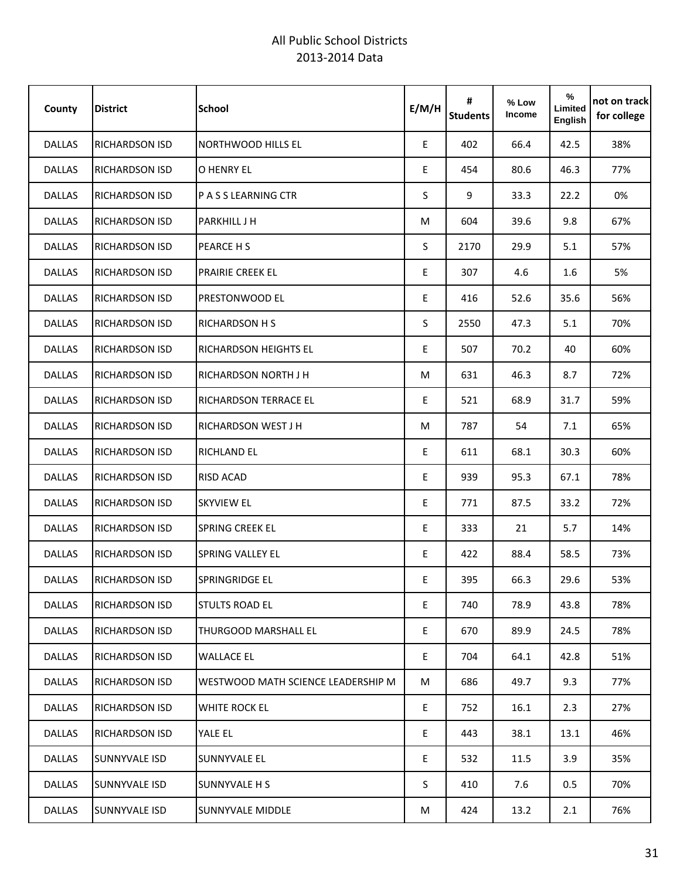All Public School Districts
2013-2014 Data

| County | District | School | E/M/H | # Students | % Low Income | % Limited English | not on track for college |
|---|---|---|---|---|---|---|---|
| DALLAS | RICHARDSON ISD | NORTHWOOD HILLS EL | E | 402 | 66.4 | 42.5 | 38% |
| DALLAS | RICHARDSON ISD | O HENRY EL | E | 454 | 80.6 | 46.3 | 77% |
| DALLAS | RICHARDSON ISD | P A S S LEARNING CTR | S | 9 | 33.3 | 22.2 | 0% |
| DALLAS | RICHARDSON ISD | PARKHILL J H | M | 604 | 39.6 | 9.8 | 67% |
| DALLAS | RICHARDSON ISD | PEARCE H S | S | 2170 | 29.9 | 5.1 | 57% |
| DALLAS | RICHARDSON ISD | PRAIRIE CREEK EL | E | 307 | 4.6 | 1.6 | 5% |
| DALLAS | RICHARDSON ISD | PRESTONWOOD EL | E | 416 | 52.6 | 35.6 | 56% |
| DALLAS | RICHARDSON ISD | RICHARDSON H S | S | 2550 | 47.3 | 5.1 | 70% |
| DALLAS | RICHARDSON ISD | RICHARDSON HEIGHTS EL | E | 507 | 70.2 | 40 | 60% |
| DALLAS | RICHARDSON ISD | RICHARDSON NORTH J H | M | 631 | 46.3 | 8.7 | 72% |
| DALLAS | RICHARDSON ISD | RICHARDSON TERRACE EL | E | 521 | 68.9 | 31.7 | 59% |
| DALLAS | RICHARDSON ISD | RICHARDSON WEST J H | M | 787 | 54 | 7.1 | 65% |
| DALLAS | RICHARDSON ISD | RICHLAND EL | E | 611 | 68.1 | 30.3 | 60% |
| DALLAS | RICHARDSON ISD | RISD ACAD | E | 939 | 95.3 | 67.1 | 78% |
| DALLAS | RICHARDSON ISD | SKYVIEW EL | E | 771 | 87.5 | 33.2 | 72% |
| DALLAS | RICHARDSON ISD | SPRING CREEK EL | E | 333 | 21 | 5.7 | 14% |
| DALLAS | RICHARDSON ISD | SPRING VALLEY EL | E | 422 | 88.4 | 58.5 | 73% |
| DALLAS | RICHARDSON ISD | SPRINGRIDGE EL | E | 395 | 66.3 | 29.6 | 53% |
| DALLAS | RICHARDSON ISD | STULTS ROAD EL | E | 740 | 78.9 | 43.8 | 78% |
| DALLAS | RICHARDSON ISD | THURGOOD MARSHALL EL | E | 670 | 89.9 | 24.5 | 78% |
| DALLAS | RICHARDSON ISD | WALLACE EL | E | 704 | 64.1 | 42.8 | 51% |
| DALLAS | RICHARDSON ISD | WESTWOOD MATH SCIENCE LEADERSHIP M | M | 686 | 49.7 | 9.3 | 77% |
| DALLAS | RICHARDSON ISD | WHITE ROCK EL | E | 752 | 16.1 | 2.3 | 27% |
| DALLAS | RICHARDSON ISD | YALE EL | E | 443 | 38.1 | 13.1 | 46% |
| DALLAS | SUNNYVALE ISD | SUNNYVALE EL | E | 532 | 11.5 | 3.9 | 35% |
| DALLAS | SUNNYVALE ISD | SUNNYVALE H S | S | 410 | 7.6 | 0.5 | 70% |
| DALLAS | SUNNYVALE ISD | SUNNYVALE MIDDLE | M | 424 | 13.2 | 2.1 | 76% |